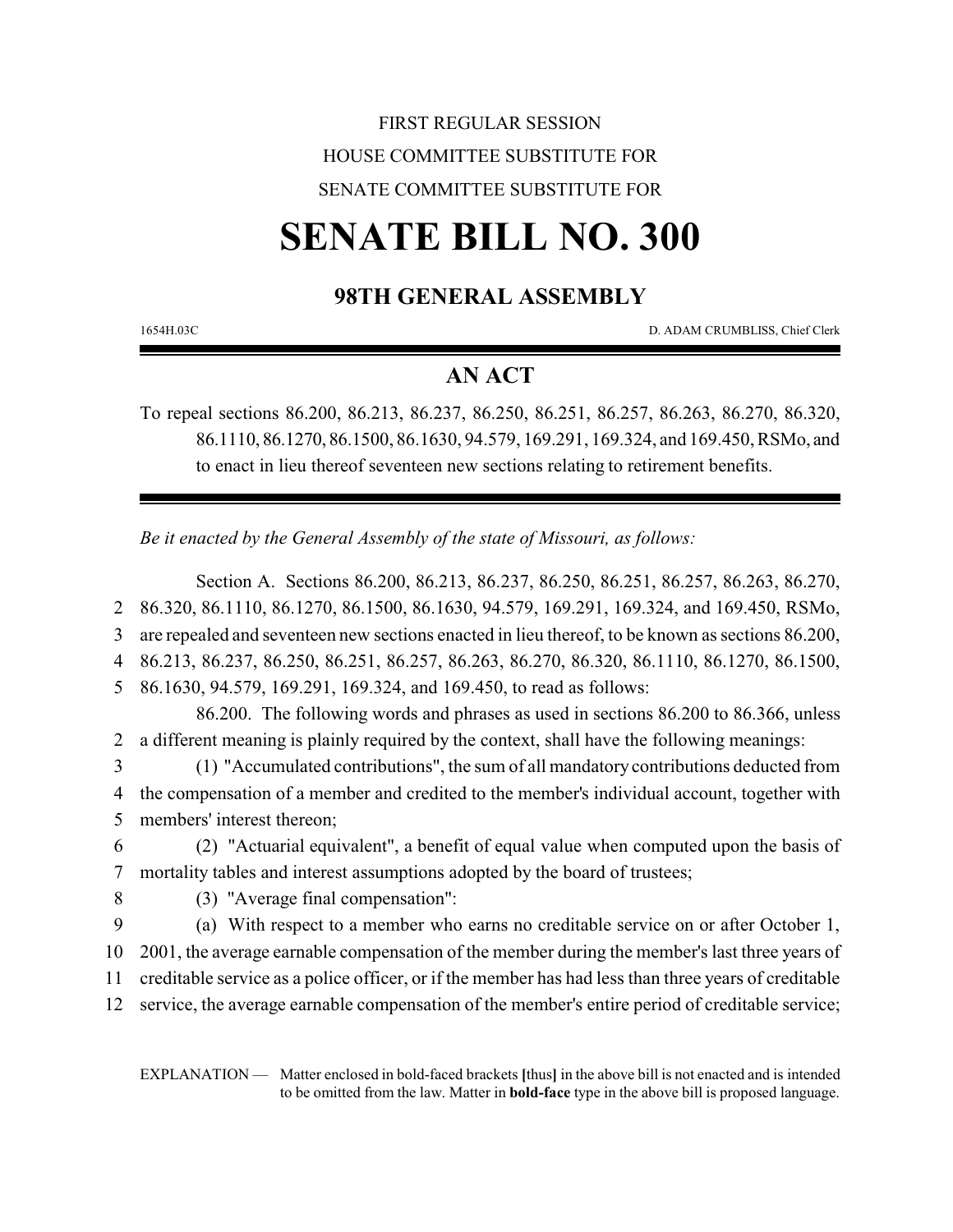FIRST REGULAR SESSION

HOUSE COMMITTEE SUBSTITUTE FOR

SENATE COMMITTEE SUBSTITUTE FOR

# SENATE BILL NO. 300

## 98TH GENERAL ASSEMBLY

1654H.03C D. ADAM CRUMBLISS, Chief Clerk

## AN ACT

To repeal sections 86.200, 86.213, 86.237, 86.250, 86.251, 86.257, 86.263, 86.270, 86.320, 86.1110, 86.1270, 86.1500, 86.1630, 94.579, 169.291, 169.324, and 169.450, RSMo, and to enact in lieu thereof seventeen new sections relating to retirement benefits.

*Be it enacted by the General Assembly of the state of Missouri, as follows:*

Section A. Sections 86.200, 86.213, 86.237, 86.250, 86.251, 86.257, 86.263, 86.270, 86.320, 86.1110, 86.1270, 86.1500, 86.1630, 94.579, 169.291, 169.324, and 169.450, RSMo, are repealed and seventeen new sections enacted in lieu thereof, to be known as sections 86.200, 86.213, 86.237, 86.250, 86.251, 86.257, 86.263, 86.270, 86.320, 86.1110, 86.1270, 86.1500, 86.1630, 94.579, 169.291, 169.324, and 169.450, to read as follows:

86.200. The following words and phrases as used in sections 86.200 to 86.366, unless a different meaning is plainly required by the context, shall have the following meanings:

(1) "Accumulated contributions", the sum of all mandatory contributions deducted from the compensation of a member and credited to the member's individual account, together with members' interest thereon;

(2) "Actuarial equivalent", a benefit of equal value when computed upon the basis of mortality tables and interest assumptions adopted by the board of trustees;

(3) "Average final compensation":

(a) With respect to a member who earns no creditable service on or after October 1, 2001, the average earnable compensation of the member during the member's last three years of creditable service as a police officer, or if the member has had less than three years of creditable service, the average earnable compensation of the member's entire period of creditable service;

EXPLANATION — Matter enclosed in bold-faced brackets **[**thus**]** in the above bill is not enacted and is intended to be omitted from the law. Matter in **bold-face** type in the above bill is proposed language.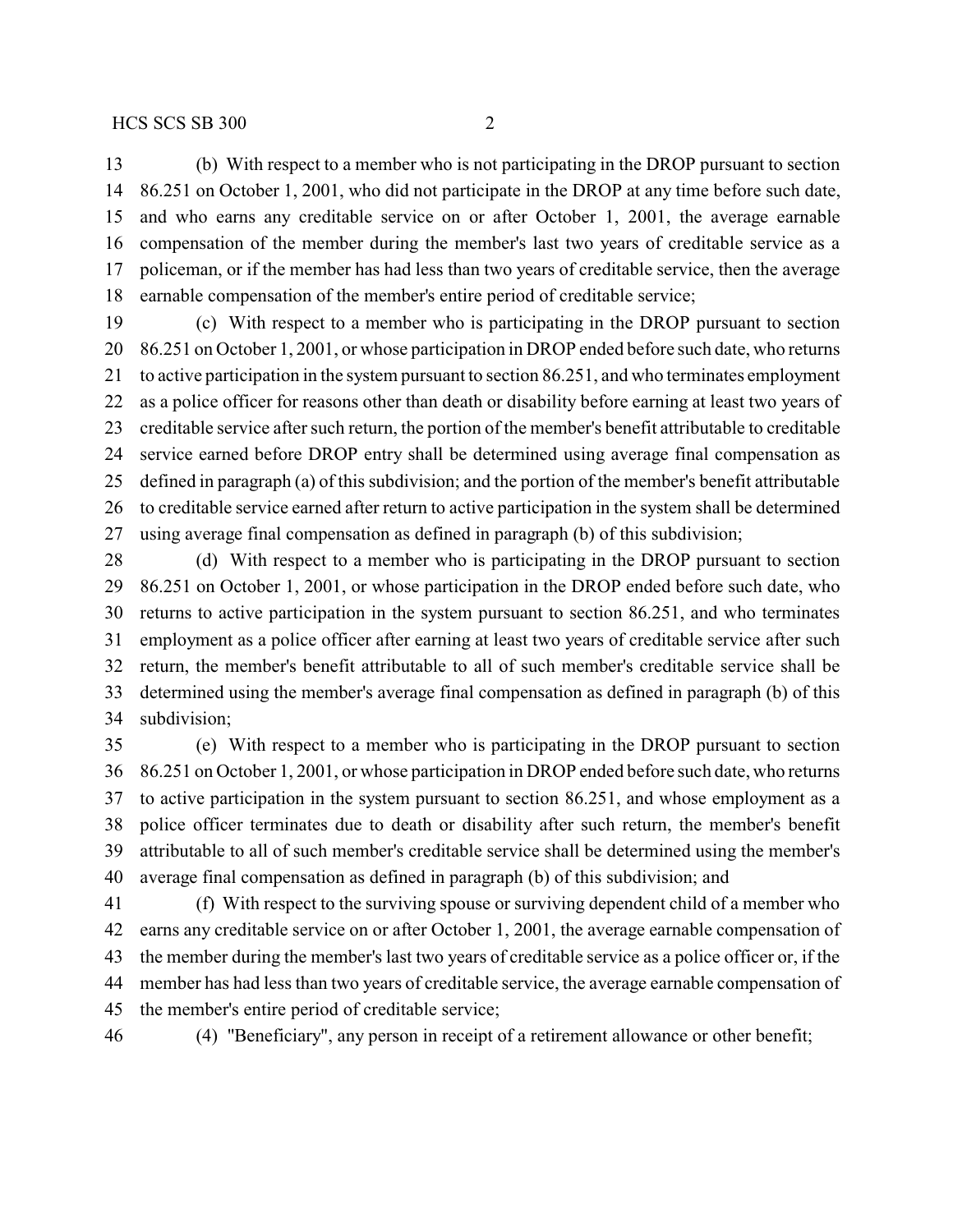(b) With respect to a member who is not participating in the DROP pursuant to section 86.251 on October 1, 2001, who did not participate in the DROP at any time before such date, and who earns any creditable service on or after October 1, 2001, the average earnable compensation of the member during the member's last two years of creditable service as a policeman, or if the member has had less than two years of creditable service, then the average earnable compensation of the member's entire period of creditable service;

(c) With respect to a member who is participating in the DROP pursuant to section 86.251 on October 1, 2001, or whose participation in DROP ended before such date, who returns to active participation in the system pursuant to section 86.251, and who terminates employment as a police officer for reasons other than death or disability before earning at least two years of creditable service after such return, the portion of the member's benefit attributable to creditable service earned before DROP entry shall be determined using average final compensation as defined in paragraph (a) of this subdivision; and the portion of the member's benefit attributable to creditable service earned after return to active participation in the system shall be determined using average final compensation as defined in paragraph (b) of this subdivision;

(d) With respect to a member who is participating in the DROP pursuant to section 86.251 on October 1, 2001, or whose participation in the DROP ended before such date, who returns to active participation in the system pursuant to section 86.251, and who terminates employment as a police officer after earning at least two years of creditable service after such return, the member's benefit attributable to all of such member's creditable service shall be determined using the member's average final compensation as defined in paragraph (b) of this subdivision;

(e) With respect to a member who is participating in the DROP pursuant to section 86.251 on October 1, 2001, or whose participation in DROP ended before such date, who returns to active participation in the system pursuant to section 86.251, and whose employment as a police officer terminates due to death or disability after such return, the member's benefit attributable to all of such member's creditable service shall be determined using the member's average final compensation as defined in paragraph (b) of this subdivision; and

(f) With respect to the surviving spouse or surviving dependent child of a member who earns any creditable service on or after October 1, 2001, the average earnable compensation of the member during the member's last two years of creditable service as a police officer or, if the member has had less than two years of creditable service, the average earnable compensation of the member's entire period of creditable service;

(4) "Beneficiary", any person in receipt of a retirement allowance or other benefit;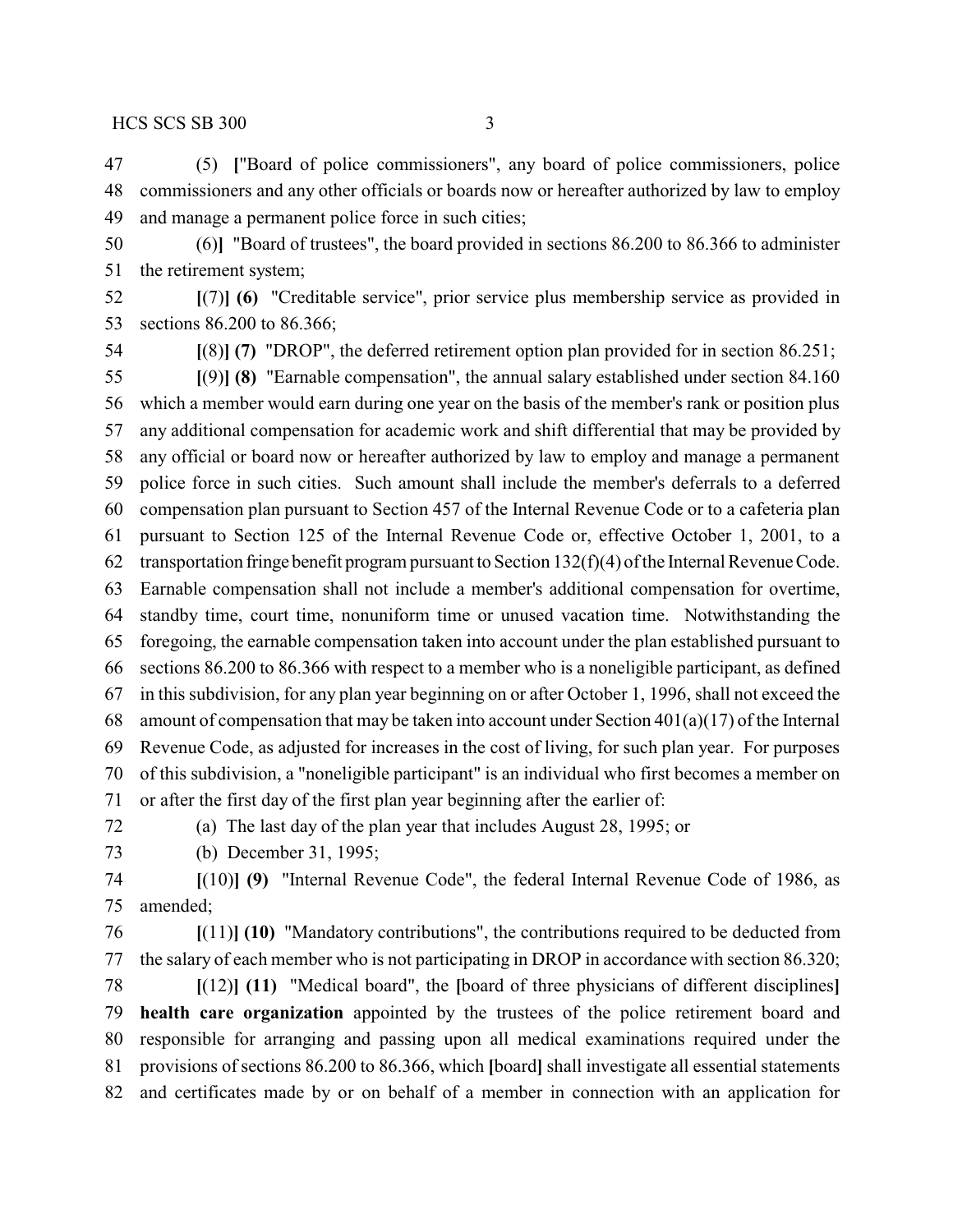(5) **[**"Board of police commissioners", any board of police commissioners, police commissioners and any other officials or boards now or hereafter authorized by law to employ and manage a permanent police force in such cities;

(6)**]** "Board of trustees", the board provided in sections 86.200 to 86.366 to administer the retirement system;

**[**(7)**] (6)** "Creditable service", prior service plus membership service as provided in sections 86.200 to 86.366;

**[**(8)**] (7)** "DROP", the deferred retirement option plan provided for in section 86.251;

**[**(9)**] (8)** "Earnable compensation", the annual salary established under section 84.160 which a member would earn during one year on the basis of the member's rank or position plus any additional compensation for academic work and shift differential that may be provided by any official or board now or hereafter authorized by law to employ and manage a permanent police force in such cities. Such amount shall include the member's deferrals to a deferred compensation plan pursuant to Section 457 of the Internal Revenue Code or to a cafeteria plan pursuant to Section 125 of the Internal Revenue Code or, effective October 1, 2001, to a transportation fringe benefit program pursuant to Section 132(f)(4) of the Internal Revenue Code. Earnable compensation shall not include a member's additional compensation for overtime, standby time, court time, nonuniform time or unused vacation time. Notwithstanding the foregoing, the earnable compensation taken into account under the plan established pursuant to sections 86.200 to 86.366 with respect to a member who is a noneligible participant, as defined in this subdivision, for any plan year beginning on or after October 1, 1996, shall not exceed the amount of compensation that may be taken into account under Section 401(a)(17) of the Internal Revenue Code, as adjusted for increases in the cost of living, for such plan year. For purposes of this subdivision, a "noneligible participant" is an individual who first becomes a member on or after the first day of the first plan year beginning after the earlier of:

(a) The last day of the plan year that includes August 28, 1995; or

(b) December 31, 1995;

**[**(10)**] (9)** "Internal Revenue Code", the federal Internal Revenue Code of 1986, as amended;

**[**(11)**] (10)** "Mandatory contributions", the contributions required to be deducted from the salary of each member who is not participating in DROP in accordance with section 86.320;

**[**(12)**] (11)** "Medical board", the **[**board of three physicians of different disciplines**]** **health care organization** appointed by the trustees of the police retirement board and responsible for arranging and passing upon all medical examinations required under the provisions of sections 86.200 to 86.366, which **[**board**]** shall investigate all essential statements and certificates made by or on behalf of a member in connection with an application for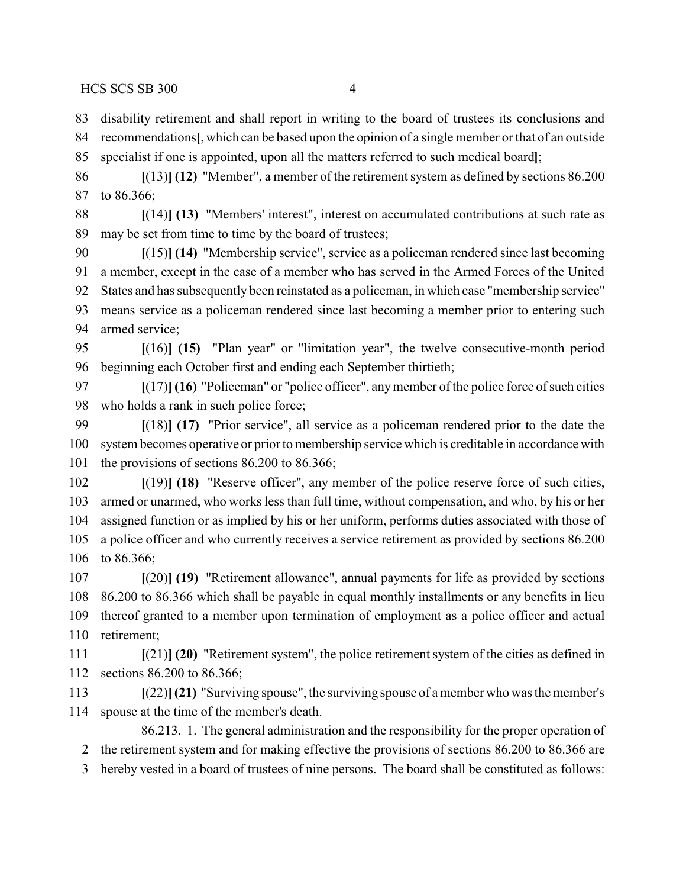disability retirement and shall report in writing to the board of trustees its conclusions and recommendations**[**, which can be based upon the opinion of a single member or that of an outside specialist if one is appointed, upon all the matters referred to such medical board**]**;

**[**(13)**] (12)** "Member", a member of the retirement system as defined by sections 86.200 to 86.366;

**[**(14)**] (13)** "Members' interest", interest on accumulated contributions at such rate as may be set from time to time by the board of trustees;

**[**(15)**] (14)** "Membership service", service as a policeman rendered since last becoming a member, except in the case of a member who has served in the Armed Forces of the United States and has subsequently been reinstated as a policeman, in which case "membership service" means service as a policeman rendered since last becoming a member prior to entering such armed service;

**[**(16)**] (15)** "Plan year" or "limitation year", the twelve consecutive-month period beginning each October first and ending each September thirtieth;

**[**(17)**] (16)** "Policeman" or "police officer", any member of the police force of such cities who holds a rank in such police force;

**[**(18)**] (17)** "Prior service", all service as a policeman rendered prior to the date the system becomes operative or prior to membership service which is creditable in accordance with the provisions of sections 86.200 to 86.366;

**[**(19)**] (18)** "Reserve officer", any member of the police reserve force of such cities, armed or unarmed, who works less than full time, without compensation, and who, by his or her assigned function or as implied by his or her uniform, performs duties associated with those of a police officer and who currently receives a service retirement as provided by sections 86.200 to 86.366;

**[**(20)**] (19)** "Retirement allowance", annual payments for life as provided by sections 86.200 to 86.366 which shall be payable in equal monthly installments or any benefits in lieu thereof granted to a member upon termination of employment as a police officer and actual retirement;

**[**(21)**] (20)** "Retirement system", the police retirement system of the cities as defined in sections 86.200 to 86.366;

**[**(22)**] (21)** "Surviving spouse", the surviving spouse of a member who was the member's spouse at the time of the member's death.

86.213. 1. The general administration and the responsibility for the proper operation of the retirement system and for making effective the provisions of sections 86.200 to 86.366 are hereby vested in a board of trustees of nine persons. The board shall be constituted as follows: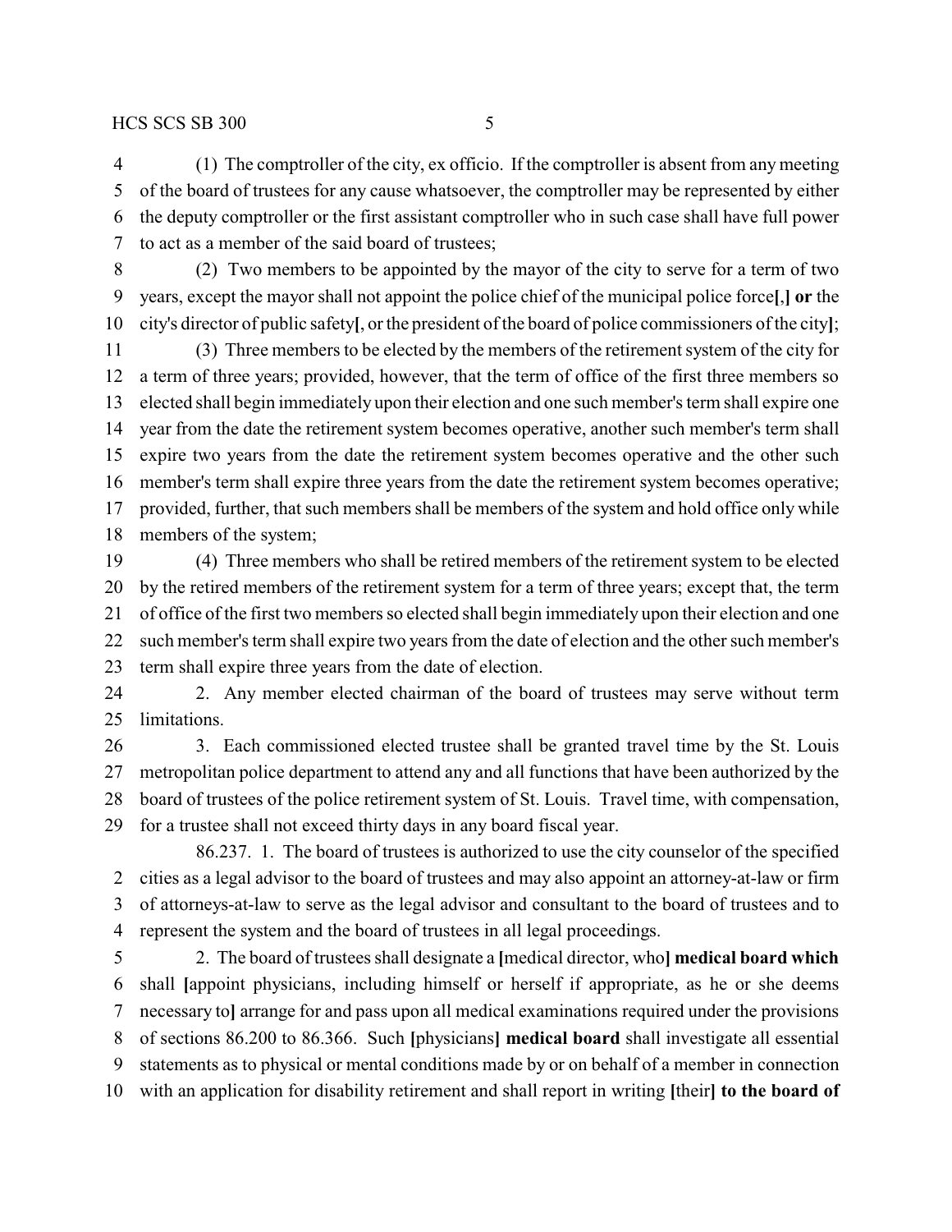(1) The comptroller of the city, ex officio. If the comptroller is absent from any meeting of the board of trustees for any cause whatsoever, the comptroller may be represented by either the deputy comptroller or the first assistant comptroller who in such case shall have full power to act as a member of the said board of trustees;

(2) Two members to be appointed by the mayor of the city to serve for a term of two years, except the mayor shall not appoint the police chief of the municipal police force[,] **or** the city's director of public safety[, or the president of the board of police commissioners of the city];

(3) Three members to be elected by the members of the retirement system of the city for a term of three years; provided, however, that the term of office of the first three members so elected shall begin immediately upon their election and one such member's term shall expire one year from the date the retirement system becomes operative, another such member's term shall expire two years from the date the retirement system becomes operative and the other such member's term shall expire three years from the date the retirement system becomes operative; provided, further, that such members shall be members of the system and hold office only while members of the system;

(4) Three members who shall be retired members of the retirement system to be elected by the retired members of the retirement system for a term of three years; except that, the term of office of the first two members so elected shall begin immediately upon their election and one such member's term shall expire two years from the date of election and the other such member's term shall expire three years from the date of election.

2. Any member elected chairman of the board of trustees may serve without term limitations.

3. Each commissioned elected trustee shall be granted travel time by the St. Louis metropolitan police department to attend any and all functions that have been authorized by the board of trustees of the police retirement system of St. Louis. Travel time, with compensation, for a trustee shall not exceed thirty days in any board fiscal year.

86.237. 1. The board of trustees is authorized to use the city counselor of the specified cities as a legal advisor to the board of trustees and may also appoint an attorney-at-law or firm of attorneys-at-law to serve as the legal advisor and consultant to the board of trustees and to represent the system and the board of trustees in all legal proceedings.

2. The board of trustees shall designate a [medical director, who] **medical board which** shall [appoint physicians, including himself or herself if appropriate, as he or she deems necessary to] arrange for and pass upon all medical examinations required under the provisions of sections 86.200 to 86.366. Such [physicians] **medical board** shall investigate all essential statements as to physical or mental conditions made by or on behalf of a member in connection with an application for disability retirement and shall report in writing [their] **to the board of**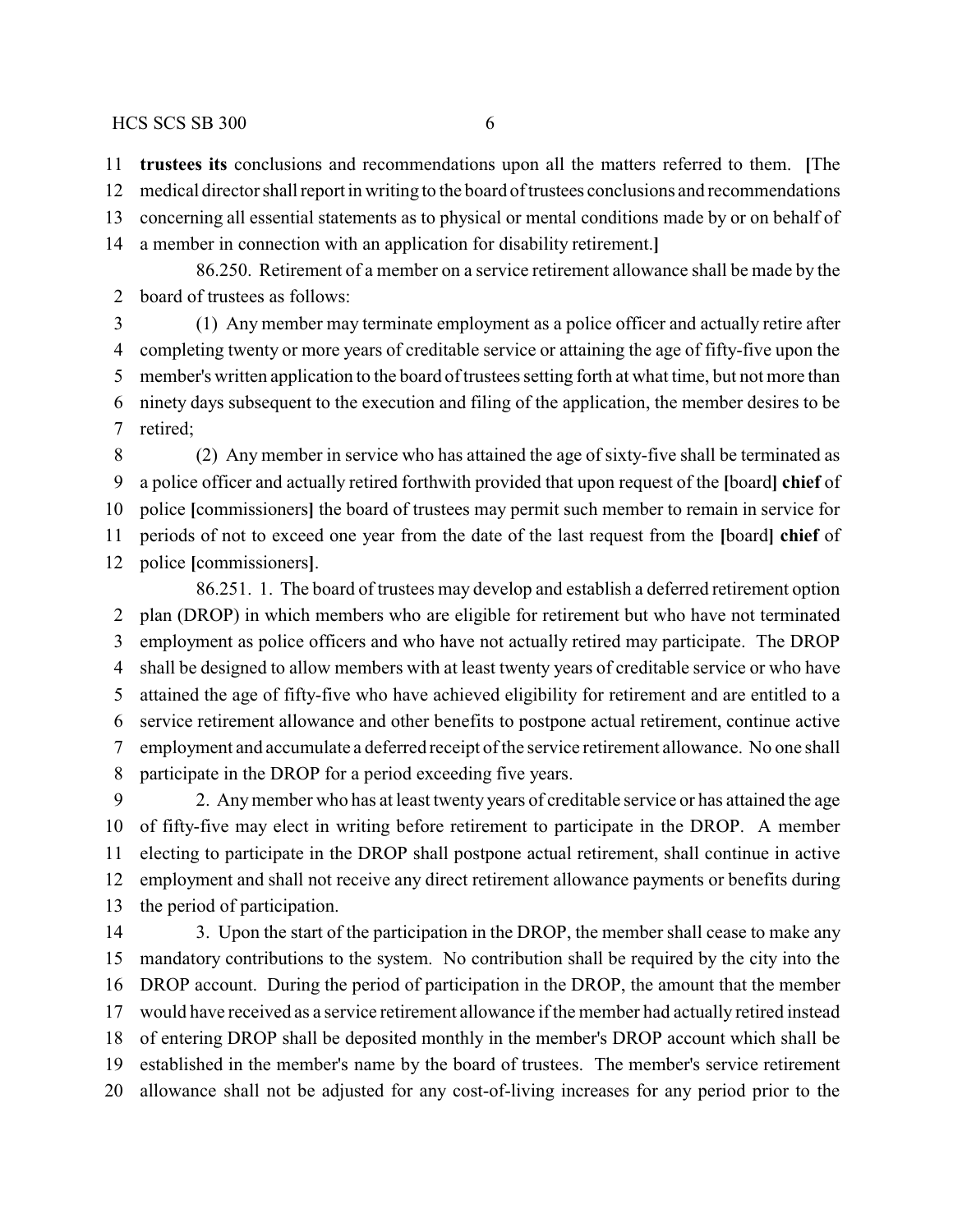**trustees its** conclusions and recommendations upon all the matters referred to them. **[**The medical director shall report in writing to the board of trustees conclusions and recommendations concerning all essential statements as to physical or mental conditions made by or on behalf of a member in connection with an application for disability retirement.**]**

86.250. Retirement of a member on a service retirement allowance shall be made by the board of trustees as follows:

(1) Any member may terminate employment as a police officer and actually retire after completing twenty or more years of creditable service or attaining the age of fifty-five upon the member's written application to the board of trustees setting forth at what time, but not more than ninety days subsequent to the execution and filing of the application, the member desires to be retired;

(2) Any member in service who has attained the age of sixty-five shall be terminated as a police officer and actually retired forthwith provided that upon request of the **[**board**] chief** of police **[**commissioners**]** the board of trustees may permit such member to remain in service for periods of not to exceed one year from the date of the last request from the **[**board**] chief** of police **[**commissioners**]**.

86.251. 1. The board of trustees may develop and establish a deferred retirement option plan (DROP) in which members who are eligible for retirement but who have not terminated employment as police officers and who have not actually retired may participate. The DROP shall be designed to allow members with at least twenty years of creditable service or who have attained the age of fifty-five who have achieved eligibility for retirement and are entitled to a service retirement allowance and other benefits to postpone actual retirement, continue active employment and accumulate a deferred receipt of the service retirement allowance. No one shall participate in the DROP for a period exceeding five years.

2. Any member who has at least twenty years of creditable service or has attained the age of fifty-five may elect in writing before retirement to participate in the DROP. A member electing to participate in the DROP shall postpone actual retirement, shall continue in active employment and shall not receive any direct retirement allowance payments or benefits during the period of participation.

3. Upon the start of the participation in the DROP, the member shall cease to make any mandatory contributions to the system. No contribution shall be required by the city into the DROP account. During the period of participation in the DROP, the amount that the member would have received as a service retirement allowance if the member had actually retired instead of entering DROP shall be deposited monthly in the member's DROP account which shall be established in the member's name by the board of trustees. The member's service retirement allowance shall not be adjusted for any cost-of-living increases for any period prior to the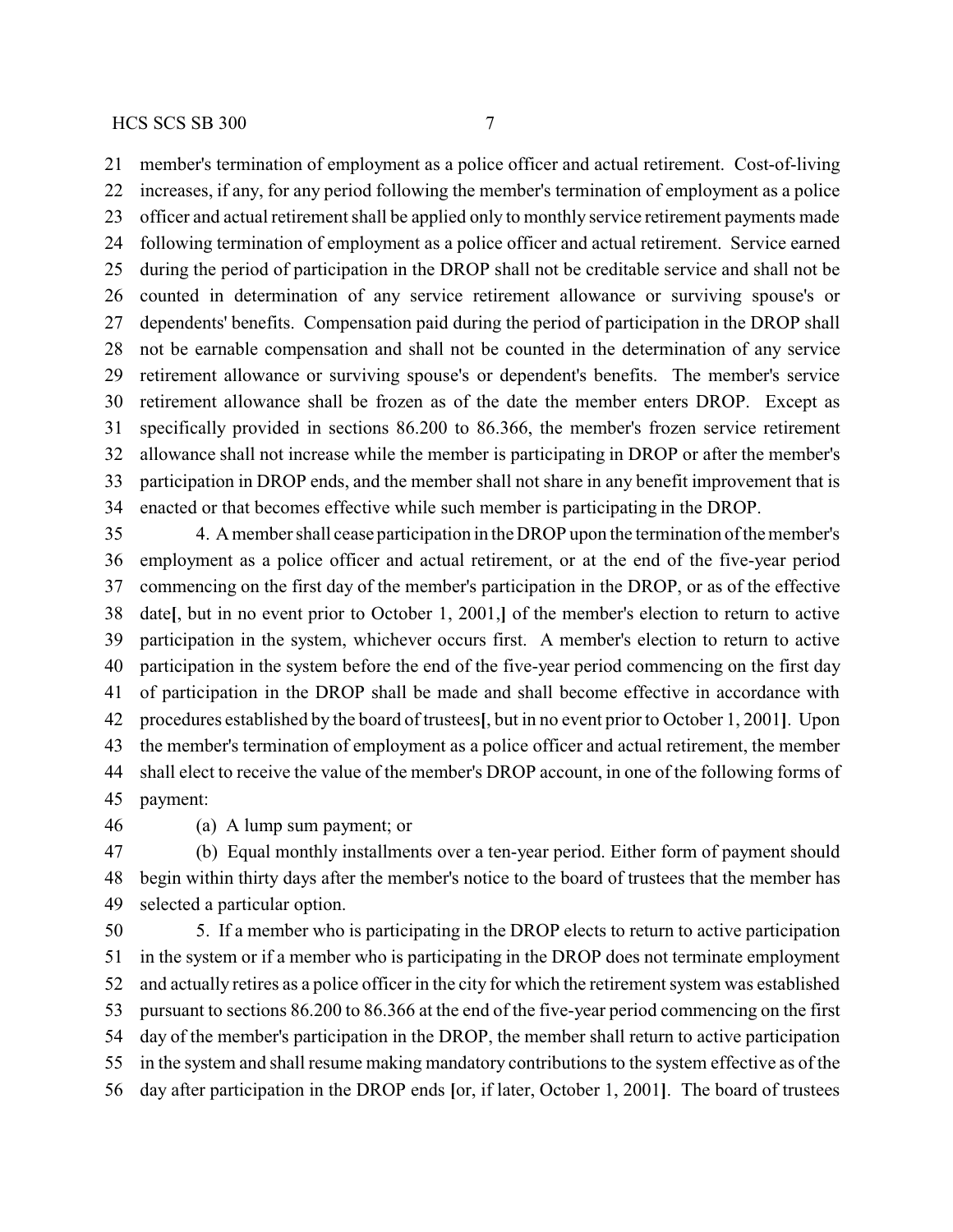member's termination of employment as a police officer and actual retirement. Cost-of-living increases, if any, for any period following the member's termination of employment as a police officer and actual retirement shall be applied only to monthly service retirement payments made following termination of employment as a police officer and actual retirement. Service earned during the period of participation in the DROP shall not be creditable service and shall not be counted in determination of any service retirement allowance or surviving spouse's or dependents' benefits. Compensation paid during the period of participation in the DROP shall not be earnable compensation and shall not be counted in the determination of any service retirement allowance or surviving spouse's or dependent's benefits. The member's service retirement allowance shall be frozen as of the date the member enters DROP. Except as specifically provided in sections 86.200 to 86.366, the member's frozen service retirement allowance shall not increase while the member is participating in DROP or after the member's participation in DROP ends, and the member shall not share in any benefit improvement that is enacted or that becomes effective while such member is participating in the DROP.

4. A member shall cease participation in the DROP upon the termination of the member's employment as a police officer and actual retirement, or at the end of the five-year period commencing on the first day of the member's participation in the DROP, or as of the effective date**[**, but in no event prior to October 1, 2001,**]** of the member's election to return to active participation in the system, whichever occurs first. A member's election to return to active participation in the system before the end of the five-year period commencing on the first day of participation in the DROP shall be made and shall become effective in accordance with procedures established by the board of trustees**[**, but in no event prior to October 1, 2001**]**. Upon the member's termination of employment as a police officer and actual retirement, the member shall elect to receive the value of the member's DROP account, in one of the following forms of payment:

(a) A lump sum payment; or

(b) Equal monthly installments over a ten-year period. Either form of payment should begin within thirty days after the member's notice to the board of trustees that the member has selected a particular option.

5. If a member who is participating in the DROP elects to return to active participation in the system or if a member who is participating in the DROP does not terminate employment and actually retires as a police officer in the city for which the retirement system was established pursuant to sections 86.200 to 86.366 at the end of the five-year period commencing on the first day of the member's participation in the DROP, the member shall return to active participation in the system and shall resume making mandatory contributions to the system effective as of the day after participation in the DROP ends **[**or, if later, October 1, 2001**]**. The board of trustees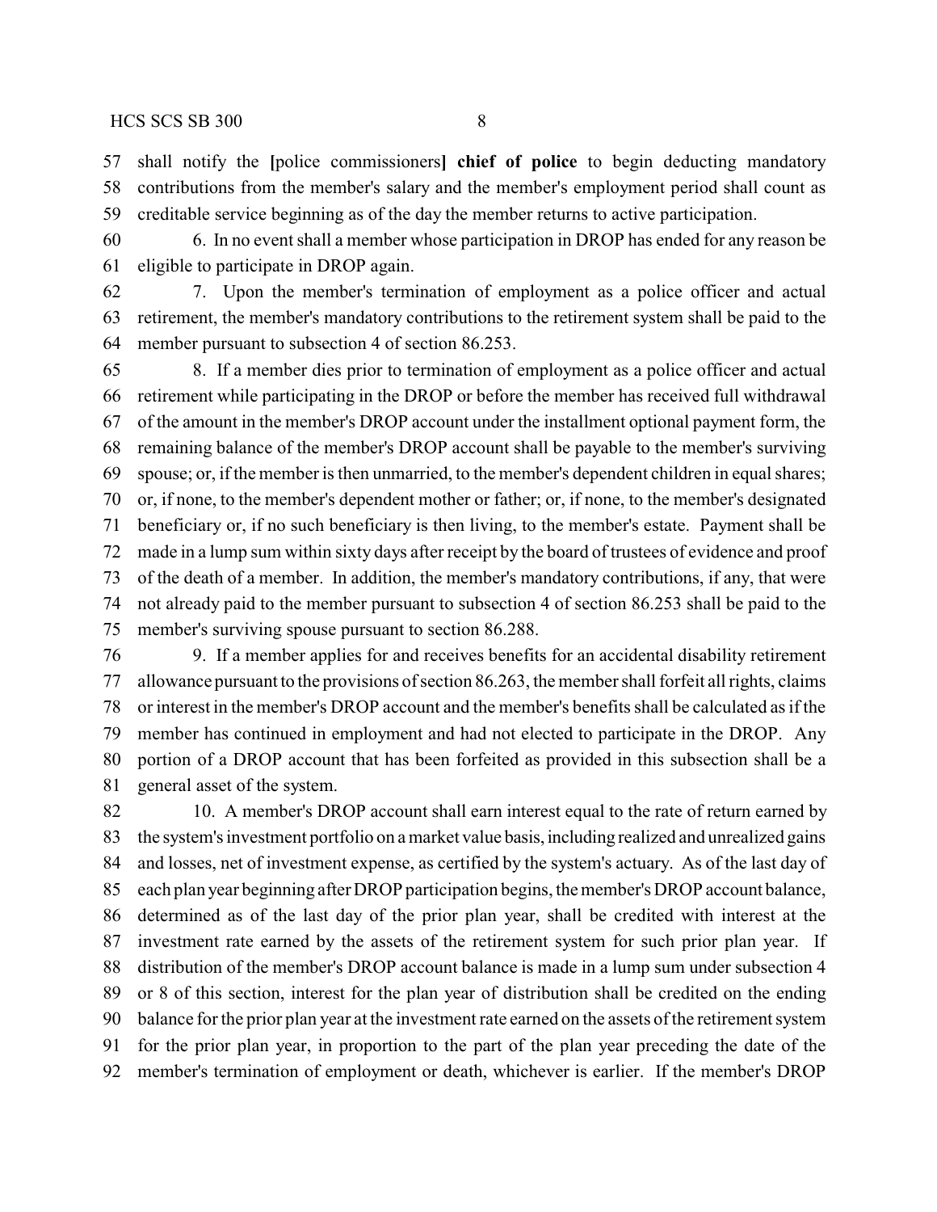shall notify the [police commissioners] **chief of police** to begin deducting mandatory contributions from the member's salary and the member's employment period shall count as creditable service beginning as of the day the member returns to active participation.

6. In no event shall a member whose participation in DROP has ended for any reason be eligible to participate in DROP again.

7. Upon the member's termination of employment as a police officer and actual retirement, the member's mandatory contributions to the retirement system shall be paid to the member pursuant to subsection 4 of section 86.253.

8. If a member dies prior to termination of employment as a police officer and actual retirement while participating in the DROP or before the member has received full withdrawal of the amount in the member's DROP account under the installment optional payment form, the remaining balance of the member's DROP account shall be payable to the member's surviving spouse; or, if the member is then unmarried, to the member's dependent children in equal shares; or, if none, to the member's dependent mother or father; or, if none, to the member's designated beneficiary or, if no such beneficiary is then living, to the member's estate. Payment shall be made in a lump sum within sixty days after receipt by the board of trustees of evidence and proof of the death of a member. In addition, the member's mandatory contributions, if any, that were not already paid to the member pursuant to subsection 4 of section 86.253 shall be paid to the member's surviving spouse pursuant to section 86.288.

9. If a member applies for and receives benefits for an accidental disability retirement allowance pursuant to the provisions of section 86.263, the member shall forfeit all rights, claims or interest in the member's DROP account and the member's benefits shall be calculated as if the member has continued in employment and had not elected to participate in the DROP. Any portion of a DROP account that has been forfeited as provided in this subsection shall be a general asset of the system.

10. A member's DROP account shall earn interest equal to the rate of return earned by the system's investment portfolio on a market value basis, including realized and unrealized gains and losses, net of investment expense, as certified by the system's actuary. As of the last day of each plan year beginning after DROP participation begins, the member's DROP account balance, determined as of the last day of the prior plan year, shall be credited with interest at the investment rate earned by the assets of the retirement system for such prior plan year. If distribution of the member's DROP account balance is made in a lump sum under subsection 4 or 8 of this section, interest for the plan year of distribution shall be credited on the ending balance for the prior plan year at the investment rate earned on the assets of the retirement system for the prior plan year, in proportion to the part of the plan year preceding the date of the member's termination of employment or death, whichever is earlier. If the member's DROP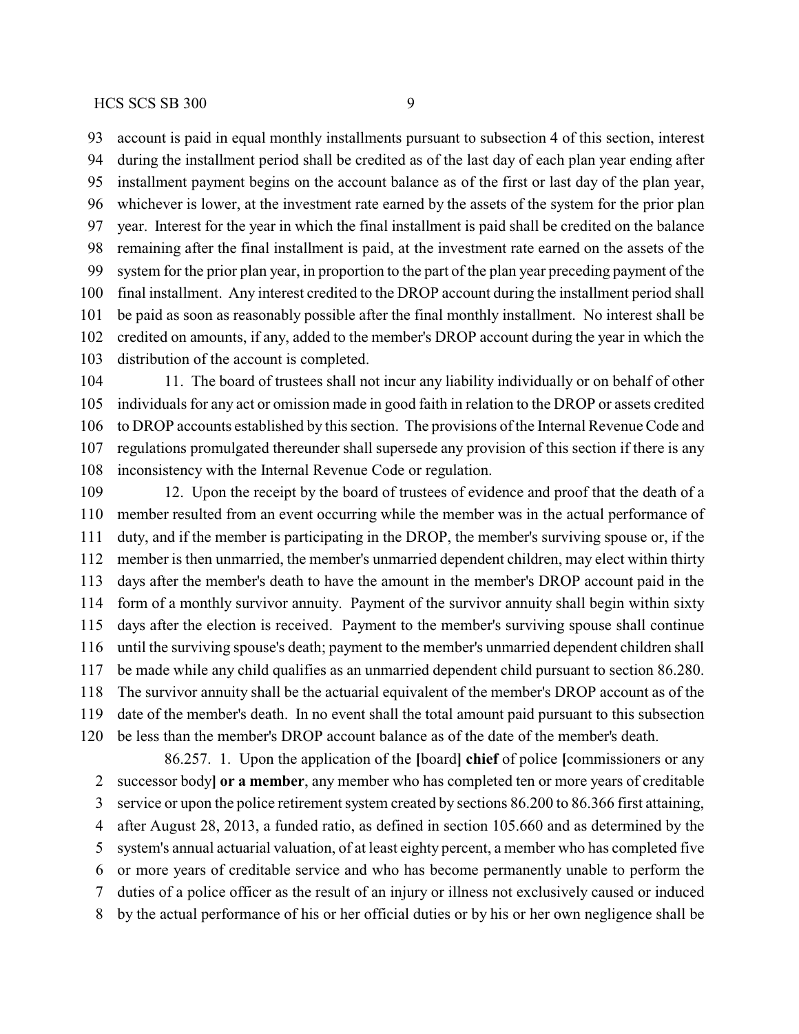account is paid in equal monthly installments pursuant to subsection 4 of this section, interest during the installment period shall be credited as of the last day of each plan year ending after installment payment begins on the account balance as of the first or last day of the plan year, whichever is lower, at the investment rate earned by the assets of the system for the prior plan year. Interest for the year in which the final installment is paid shall be credited on the balance remaining after the final installment is paid, at the investment rate earned on the assets of the system for the prior plan year, in proportion to the part of the plan year preceding payment of the final installment. Any interest credited to the DROP account during the installment period shall be paid as soon as reasonably possible after the final monthly installment. No interest shall be credited on amounts, if any, added to the member's DROP account during the year in which the distribution of the account is completed.

11. The board of trustees shall not incur any liability individually or on behalf of other individuals for any act or omission made in good faith in relation to the DROP or assets credited to DROP accounts established by this section. The provisions of the Internal Revenue Code and regulations promulgated thereunder shall supersede any provision of this section if there is any inconsistency with the Internal Revenue Code or regulation.

12. Upon the receipt by the board of trustees of evidence and proof that the death of a member resulted from an event occurring while the member was in the actual performance of duty, and if the member is participating in the DROP, the member's surviving spouse or, if the member is then unmarried, the member's unmarried dependent children, may elect within thirty days after the member's death to have the amount in the member's DROP account paid in the form of a monthly survivor annuity. Payment of the survivor annuity shall begin within sixty days after the election is received. Payment to the member's surviving spouse shall continue until the surviving spouse's death; payment to the member's unmarried dependent children shall be made while any child qualifies as an unmarried dependent child pursuant to section 86.280. The survivor annuity shall be the actuarial equivalent of the member's DROP account as of the date of the member's death. In no event shall the total amount paid pursuant to this subsection be less than the member's DROP account balance as of the date of the member's death.

86.257. 1. Upon the application of the [board] **chief** of police [commissioners or any successor body] **or a member**, any member who has completed ten or more years of creditable service or upon the police retirement system created by sections 86.200 to 86.366 first attaining, after August 28, 2013, a funded ratio, as defined in section 105.660 and as determined by the system's annual actuarial valuation, of at least eighty percent, a member who has completed five or more years of creditable service and who has become permanently unable to perform the duties of a police officer as the result of an injury or illness not exclusively caused or induced by the actual performance of his or her official duties or by his or her own negligence shall be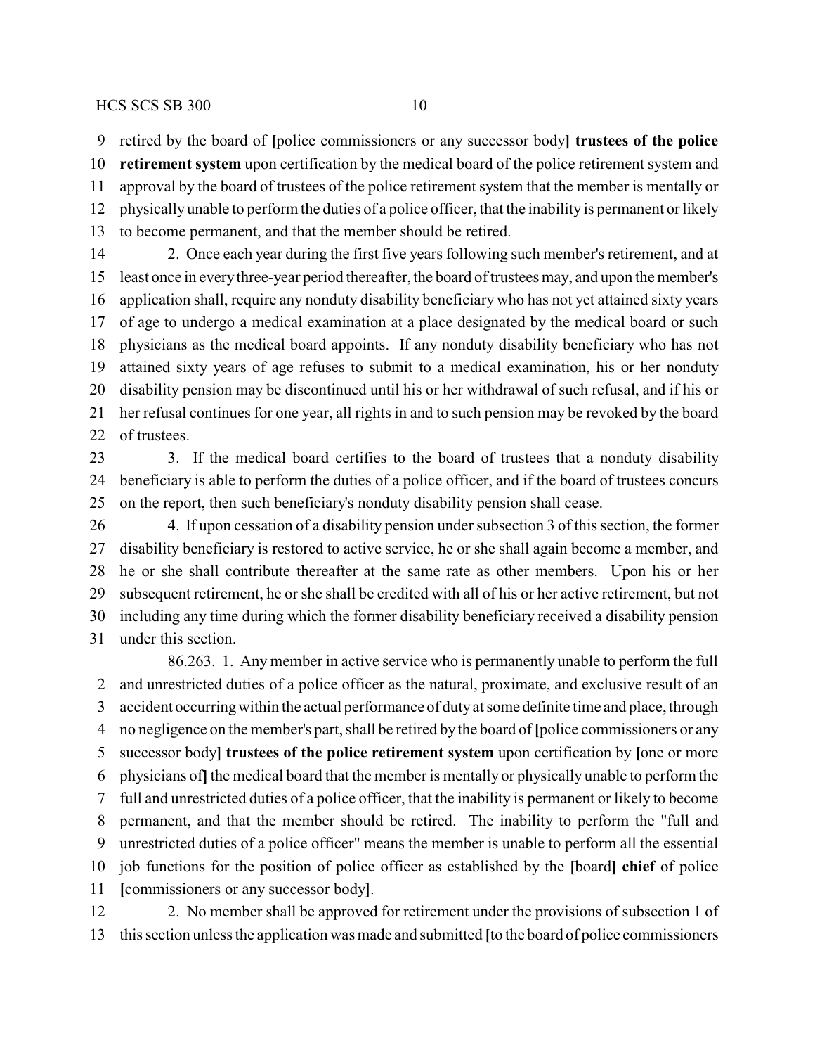retired by the board of [police commissioners or any successor body] **trustees of the police retirement system** upon certification by the medical board of the police retirement system and approval by the board of trustees of the police retirement system that the member is mentally or physically unable to perform the duties of a police officer, that the inability is permanent or likely to become permanent, and that the member should be retired.

2. Once each year during the first five years following such member's retirement, and at least once in every three-year period thereafter, the board of trustees may, and upon the member's application shall, require any nonduty disability beneficiary who has not yet attained sixty years of age to undergo a medical examination at a place designated by the medical board or such physicians as the medical board appoints. If any nonduty disability beneficiary who has not attained sixty years of age refuses to submit to a medical examination, his or her nonduty disability pension may be discontinued until his or her withdrawal of such refusal, and if his or her refusal continues for one year, all rights in and to such pension may be revoked by the board of trustees.

3. If the medical board certifies to the board of trustees that a nonduty disability beneficiary is able to perform the duties of a police officer, and if the board of trustees concurs on the report, then such beneficiary's nonduty disability pension shall cease.

4. If upon cessation of a disability pension under subsection 3 of this section, the former disability beneficiary is restored to active service, he or she shall again become a member, and he or she shall contribute thereafter at the same rate as other members. Upon his or her subsequent retirement, he or she shall be credited with all of his or her active retirement, but not including any time during which the former disability beneficiary received a disability pension under this section.

86.263. 1. Any member in active service who is permanently unable to perform the full and unrestricted duties of a police officer as the natural, proximate, and exclusive result of an accident occurring within the actual performance of duty at some definite time and place, through no negligence on the member's part, shall be retired by the board of [police commissioners or any successor body] **trustees of the police retirement system** upon certification by [one or more physicians of] the medical board that the member is mentally or physically unable to perform the full and unrestricted duties of a police officer, that the inability is permanent or likely to become permanent, and that the member should be retired. The inability to perform the "full and unrestricted duties of a police officer" means the member is unable to perform all the essential job functions for the position of police officer as established by the [board] **chief** of police [commissioners or any successor body].

2. No member shall be approved for retirement under the provisions of subsection 1 of this section unless the application was made and submitted [to the board of police commissioners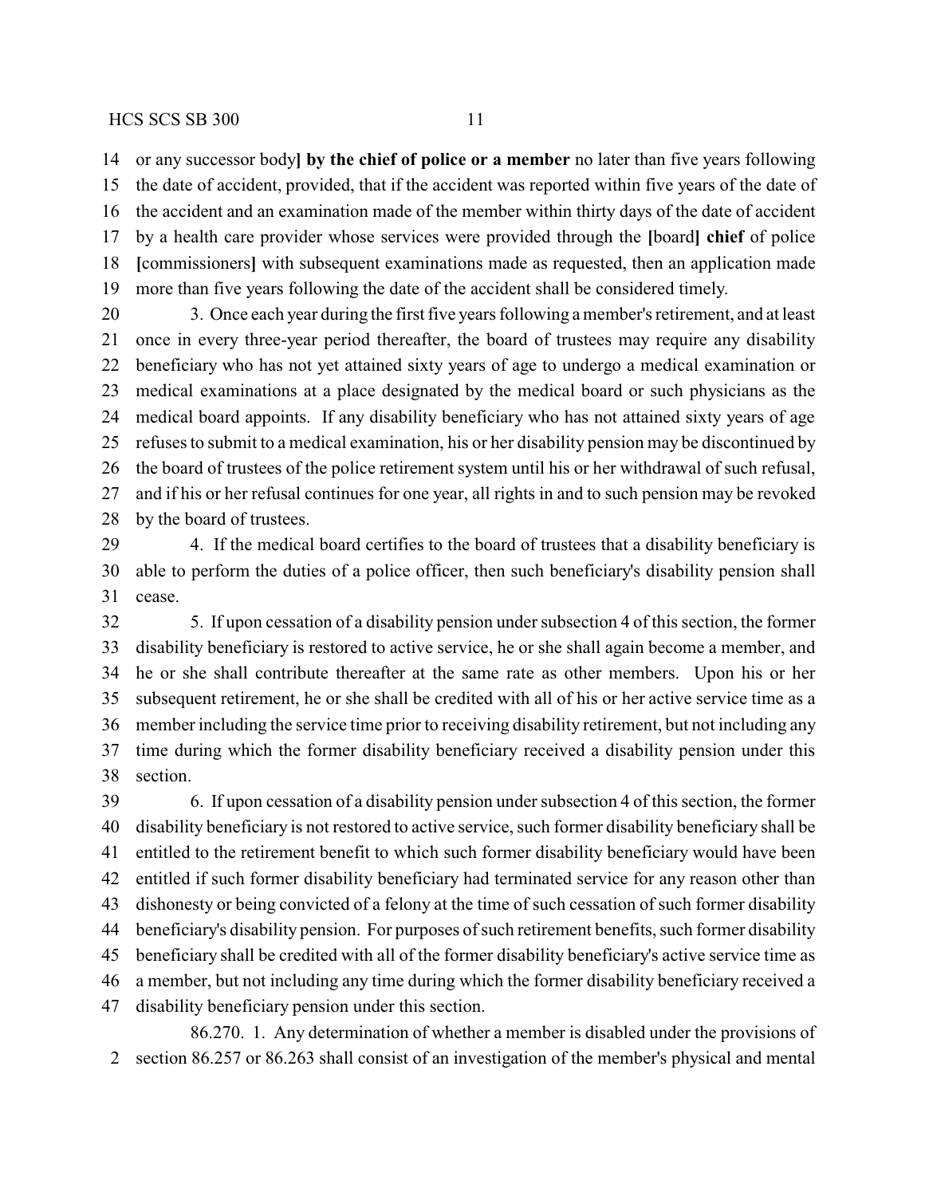or any successor body**]** **by the chief of police or a member** no later than five years following the date of accident, provided, that if the accident was reported within five years of the date of the accident and an examination made of the member within thirty days of the date of accident by a health care provider whose services were provided through the **[**board**]** **chief** of police **[**commissioners**]** with subsequent examinations made as requested, then an application made more than five years following the date of the accident shall be considered timely.

3. Once each year during the first five years following a member's retirement, and at least once in every three-year period thereafter, the board of trustees may require any disability beneficiary who has not yet attained sixty years of age to undergo a medical examination or medical examinations at a place designated by the medical board or such physicians as the medical board appoints. If any disability beneficiary who has not attained sixty years of age refuses to submit to a medical examination, his or her disability pension may be discontinued by the board of trustees of the police retirement system until his or her withdrawal of such refusal, and if his or her refusal continues for one year, all rights in and to such pension may be revoked by the board of trustees.

4. If the medical board certifies to the board of trustees that a disability beneficiary is able to perform the duties of a police officer, then such beneficiary's disability pension shall cease.

5. If upon cessation of a disability pension under subsection 4 of this section, the former disability beneficiary is restored to active service, he or she shall again become a member, and he or she shall contribute thereafter at the same rate as other members. Upon his or her subsequent retirement, he or she shall be credited with all of his or her active service time as a member including the service time prior to receiving disability retirement, but not including any time during which the former disability beneficiary received a disability pension under this section.

6. If upon cessation of a disability pension under subsection 4 of this section, the former disability beneficiary is not restored to active service, such former disability beneficiary shall be entitled to the retirement benefit to which such former disability beneficiary would have been entitled if such former disability beneficiary had terminated service for any reason other than dishonesty or being convicted of a felony at the time of such cessation of such former disability beneficiary's disability pension. For purposes of such retirement benefits, such former disability beneficiary shall be credited with all of the former disability beneficiary's active service time as a member, but not including any time during which the former disability beneficiary received a disability beneficiary pension under this section.

86.270. 1. Any determination of whether a member is disabled under the provisions of section 86.257 or 86.263 shall consist of an investigation of the member's physical and mental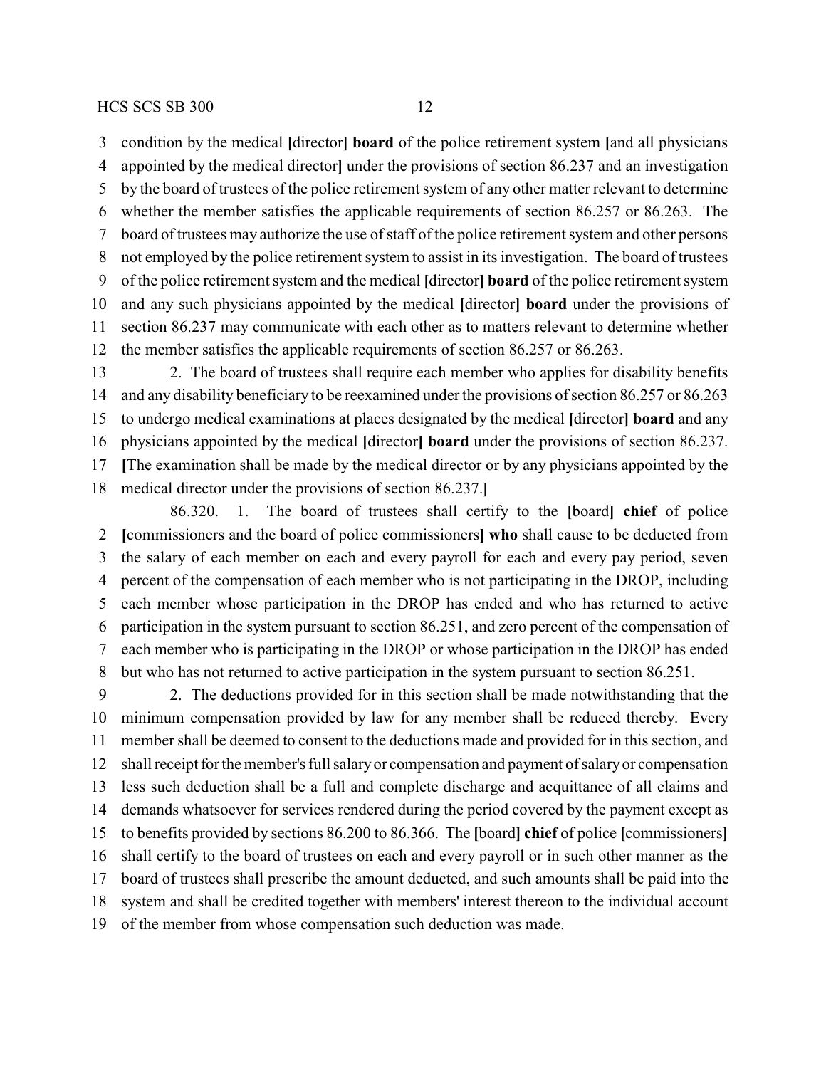condition by the medical [director] **board** of the police retirement system [and all physicians appointed by the medical director] under the provisions of section 86.237 and an investigation by the board of trustees of the police retirement system of any other matter relevant to determine whether the member satisfies the applicable requirements of section 86.257 or 86.263. The board of trustees may authorize the use of staff of the police retirement system and other persons not employed by the police retirement system to assist in its investigation. The board of trustees of the police retirement system and the medical [director] **board** of the police retirement system and any such physicians appointed by the medical [director] **board** under the provisions of section 86.237 may communicate with each other as to matters relevant to determine whether the member satisfies the applicable requirements of section 86.257 or 86.263.

2. The board of trustees shall require each member who applies for disability benefits and any disability beneficiary to be reexamined under the provisions of section 86.257 or 86.263 to undergo medical examinations at places designated by the medical [director] **board** and any physicians appointed by the medical [director] **board** under the provisions of section 86.237. [The examination shall be made by the medical director or by any physicians appointed by the medical director under the provisions of section 86.237.]

86.320. 1. The board of trustees shall certify to the [board] **chief** of police [commissioners and the board of police commissioners] **who** shall cause to be deducted from the salary of each member on each and every payroll for each and every pay period, seven percent of the compensation of each member who is not participating in the DROP, including each member whose participation in the DROP has ended and who has returned to active participation in the system pursuant to section 86.251, and zero percent of the compensation of each member who is participating in the DROP or whose participation in the DROP has ended but who has not returned to active participation in the system pursuant to section 86.251.

2. The deductions provided for in this section shall be made notwithstanding that the minimum compensation provided by law for any member shall be reduced thereby. Every member shall be deemed to consent to the deductions made and provided for in this section, and shall receipt for the member's full salary or compensation and payment of salary or compensation less such deduction shall be a full and complete discharge and acquittance of all claims and demands whatsoever for services rendered during the period covered by the payment except as to benefits provided by sections 86.200 to 86.366. The [board] **chief** of police [commissioners] shall certify to the board of trustees on each and every payroll or in such other manner as the board of trustees shall prescribe the amount deducted, and such amounts shall be paid into the system and shall be credited together with members' interest thereon to the individual account of the member from whose compensation such deduction was made.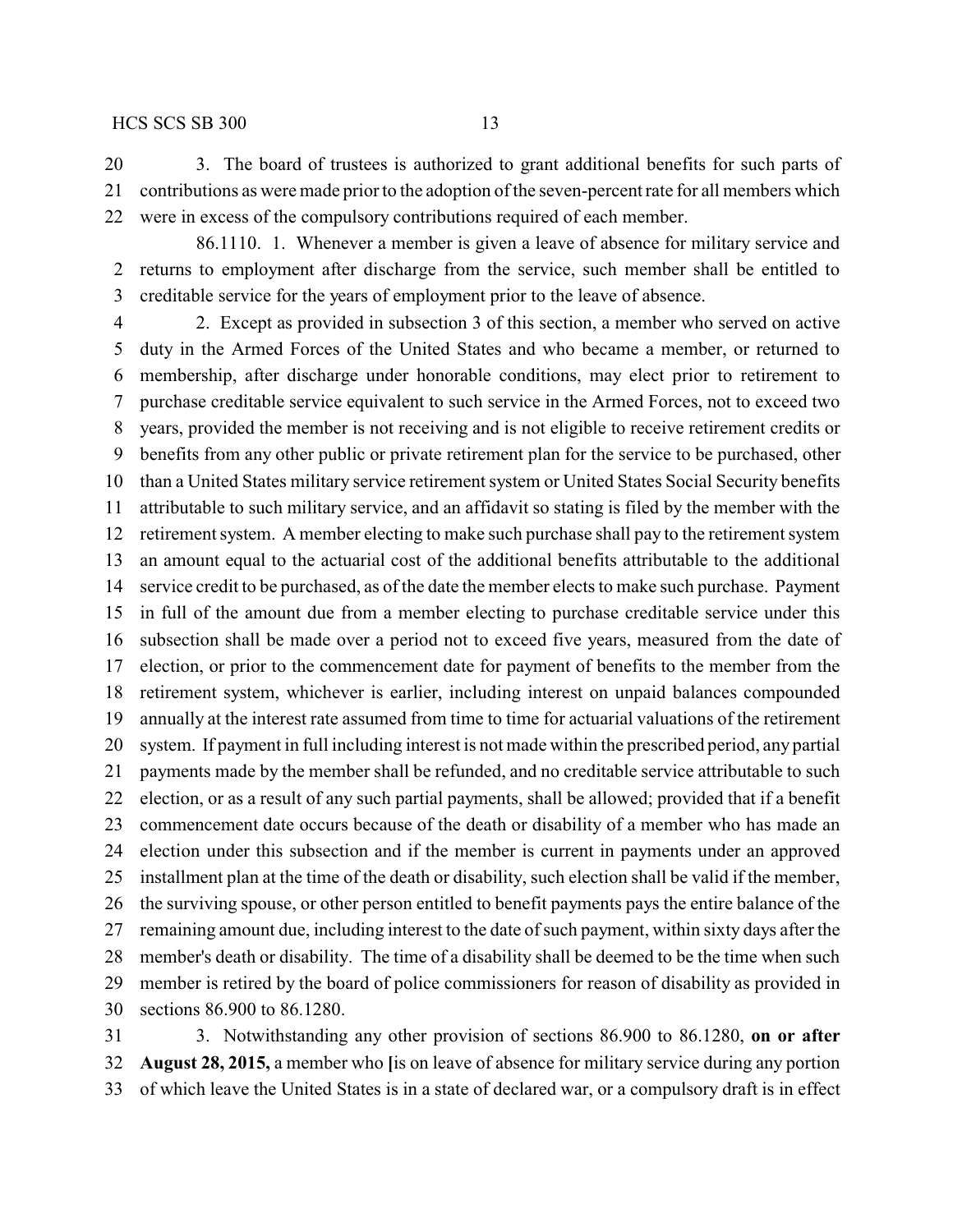3. The board of trustees is authorized to grant additional benefits for such parts of contributions as were made prior to the adoption of the seven-percent rate for all members which were in excess of the compulsory contributions required of each member.

86.1110. 1. Whenever a member is given a leave of absence for military service and returns to employment after discharge from the service, such member shall be entitled to creditable service for the years of employment prior to the leave of absence.

2. Except as provided in subsection 3 of this section, a member who served on active duty in the Armed Forces of the United States and who became a member, or returned to membership, after discharge under honorable conditions, may elect prior to retirement to purchase creditable service equivalent to such service in the Armed Forces, not to exceed two years, provided the member is not receiving and is not eligible to receive retirement credits or benefits from any other public or private retirement plan for the service to be purchased, other than a United States military service retirement system or United States Social Security benefits attributable to such military service, and an affidavit so stating is filed by the member with the retirement system. A member electing to make such purchase shall pay to the retirement system an amount equal to the actuarial cost of the additional benefits attributable to the additional service credit to be purchased, as of the date the member elects to make such purchase. Payment in full of the amount due from a member electing to purchase creditable service under this subsection shall be made over a period not to exceed five years, measured from the date of election, or prior to the commencement date for payment of benefits to the member from the retirement system, whichever is earlier, including interest on unpaid balances compounded annually at the interest rate assumed from time to time for actuarial valuations of the retirement system. If payment in full including interest is not made within the prescribed period, any partial payments made by the member shall be refunded, and no creditable service attributable to such election, or as a result of any such partial payments, shall be allowed; provided that if a benefit commencement date occurs because of the death or disability of a member who has made an election under this subsection and if the member is current in payments under an approved installment plan at the time of the death or disability, such election shall be valid if the member, the surviving spouse, or other person entitled to benefit payments pays the entire balance of the remaining amount due, including interest to the date of such payment, within sixty days after the member's death or disability. The time of a disability shall be deemed to be the time when such member is retired by the board of police commissioners for reason of disability as provided in sections 86.900 to 86.1280.

3. Notwithstanding any other provision of sections 86.900 to 86.1280, **on or after August 28, 2015,** a member who **[**is on leave of absence for military service during any portion of which leave the United States is in a state of declared war, or a compulsory draft is in effect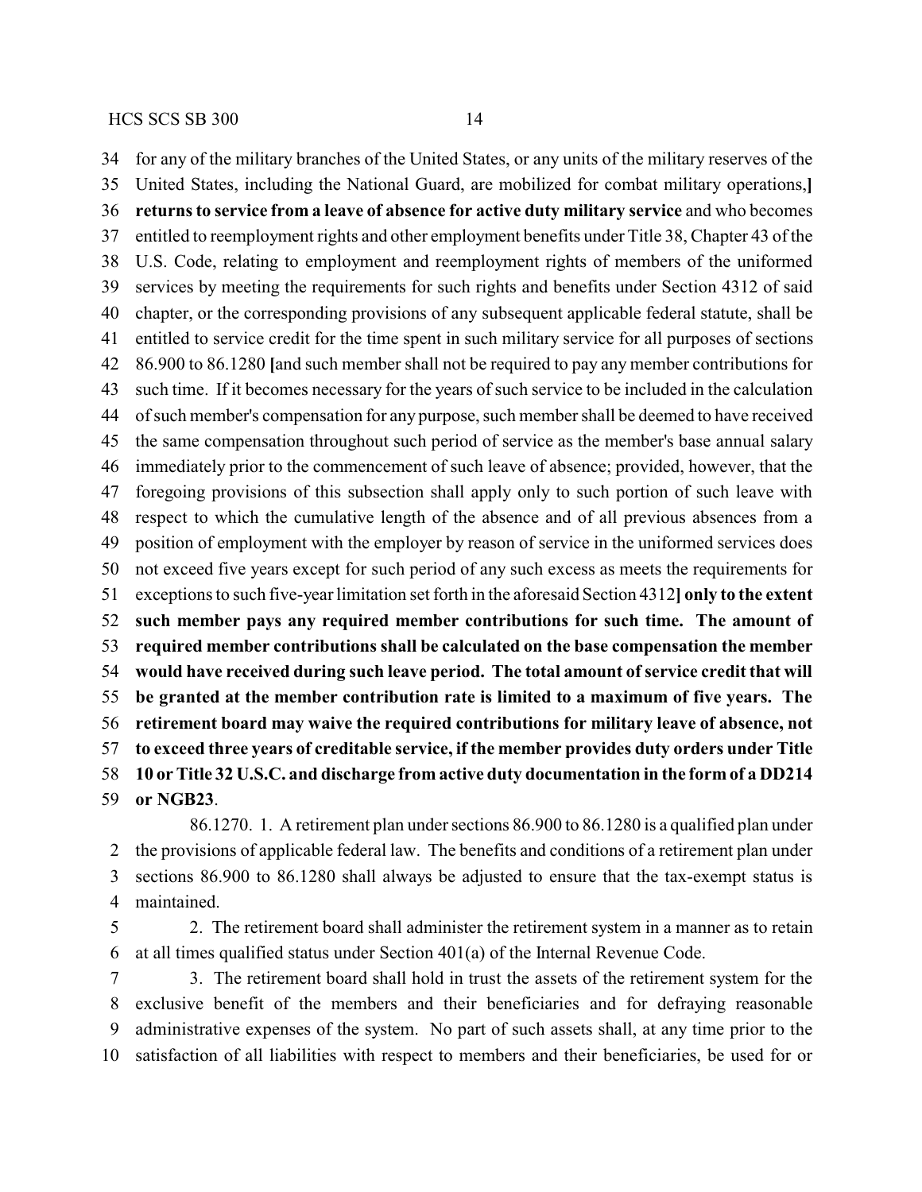for any of the military branches of the United States, or any units of the military reserves of the United States, including the National Guard, are mobilized for combat military operations,] **returns to service from a leave of absence for active duty military service** and who becomes entitled to reemployment rights and other employment benefits under Title 38, Chapter 43 of the U.S. Code, relating to employment and reemployment rights of members of the uniformed services by meeting the requirements for such rights and benefits under Section 4312 of said chapter, or the corresponding provisions of any subsequent applicable federal statute, shall be entitled to service credit for the time spent in such military service for all purposes of sections 86.900 to 86.1280 **[**and such member shall not be required to pay any member contributions for such time. If it becomes necessary for the years of such service to be included in the calculation of such member's compensation for any purpose, such member shall be deemed to have received the same compensation throughout such period of service as the member's base annual salary immediately prior to the commencement of such leave of absence; provided, however, that the foregoing provisions of this subsection shall apply only to such portion of such leave with respect to which the cumulative length of the absence and of all previous absences from a position of employment with the employer by reason of service in the uniformed services does not exceed five years except for such period of any such excess as meets the requirements for exceptions to such five-year limitation set forth in the aforesaid Section 4312**] only to the extent such member pays any required member contributions for such time. The amount of required member contributions shall be calculated on the base compensation the member would have received during such leave period. The total amount of service credit that will be granted at the member contribution rate is limited to a maximum of five years. The retirement board may waive the required contributions for military leave of absence, not to exceed three years of creditable service, if the member provides duty orders under Title 10 or Title 32 U.S.C. and discharge from active duty documentation in the form of a DD214 or NGB23**.

86.1270. 1. A retirement plan under sections 86.900 to 86.1280 is a qualified plan under the provisions of applicable federal law. The benefits and conditions of a retirement plan under sections 86.900 to 86.1280 shall always be adjusted to ensure that the tax-exempt status is maintained.

2. The retirement board shall administer the retirement system in a manner as to retain at all times qualified status under Section 401(a) of the Internal Revenue Code.

3. The retirement board shall hold in trust the assets of the retirement system for the exclusive benefit of the members and their beneficiaries and for defraying reasonable administrative expenses of the system. No part of such assets shall, at any time prior to the satisfaction of all liabilities with respect to members and their beneficiaries, be used for or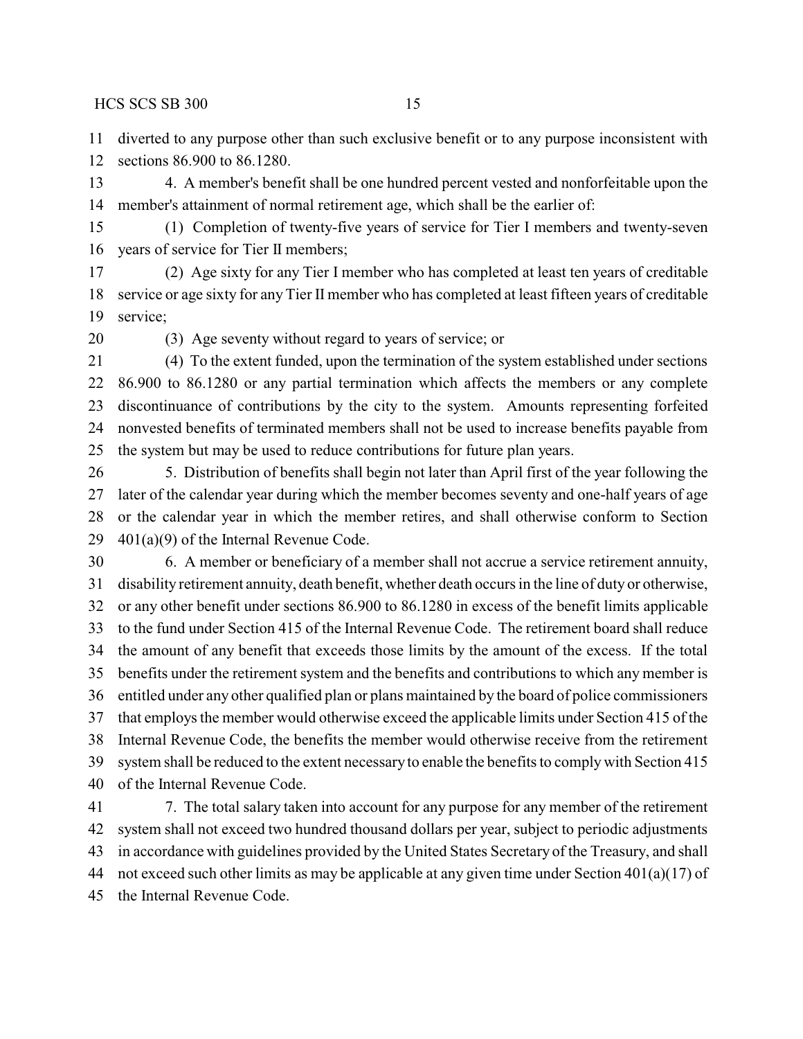diverted to any purpose other than such exclusive benefit or to any purpose inconsistent with sections 86.900 to 86.1280.

4. A member's benefit shall be one hundred percent vested and nonforfeitable upon the member's attainment of normal retirement age, which shall be the earlier of:

(1) Completion of twenty-five years of service for Tier I members and twenty-seven years of service for Tier II members;

(2) Age sixty for any Tier I member who has completed at least ten years of creditable service or age sixty for any Tier II member who has completed at least fifteen years of creditable service;

(3) Age seventy without regard to years of service; or

(4) To the extent funded, upon the termination of the system established under sections 86.900 to 86.1280 or any partial termination which affects the members or any complete discontinuance of contributions by the city to the system. Amounts representing forfeited nonvested benefits of terminated members shall not be used to increase benefits payable from the system but may be used to reduce contributions for future plan years.

5. Distribution of benefits shall begin not later than April first of the year following the later of the calendar year during which the member becomes seventy and one-half years of age or the calendar year in which the member retires, and shall otherwise conform to Section 401(a)(9) of the Internal Revenue Code.

6. A member or beneficiary of a member shall not accrue a service retirement annuity, disability retirement annuity, death benefit, whether death occurs in the line of duty or otherwise, or any other benefit under sections 86.900 to 86.1280 in excess of the benefit limits applicable to the fund under Section 415 of the Internal Revenue Code. The retirement board shall reduce the amount of any benefit that exceeds those limits by the amount of the excess. If the total benefits under the retirement system and the benefits and contributions to which any member is entitled under any other qualified plan or plans maintained by the board of police commissioners that employs the member would otherwise exceed the applicable limits under Section 415 of the Internal Revenue Code, the benefits the member would otherwise receive from the retirement system shall be reduced to the extent necessary to enable the benefits to comply with Section 415 of the Internal Revenue Code.

7. The total salary taken into account for any purpose for any member of the retirement system shall not exceed two hundred thousand dollars per year, subject to periodic adjustments in accordance with guidelines provided by the United States Secretary of the Treasury, and shall not exceed such other limits as may be applicable at any given time under Section 401(a)(17) of the Internal Revenue Code.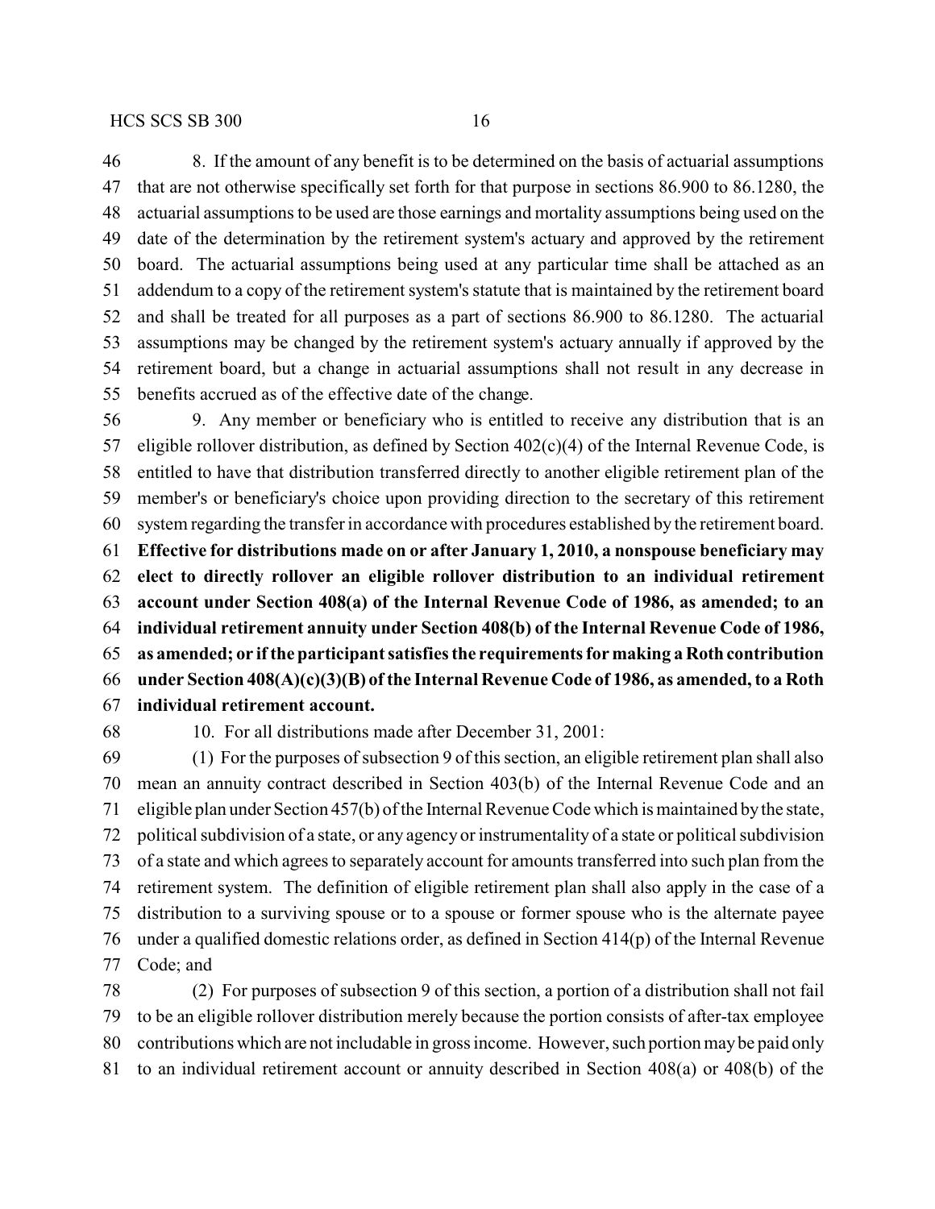8. If the amount of any benefit is to be determined on the basis of actuarial assumptions that are not otherwise specifically set forth for that purpose in sections 86.900 to 86.1280, the actuarial assumptions to be used are those earnings and mortality assumptions being used on the date of the determination by the retirement system's actuary and approved by the retirement board. The actuarial assumptions being used at any particular time shall be attached as an addendum to a copy of the retirement system's statute that is maintained by the retirement board and shall be treated for all purposes as a part of sections 86.900 to 86.1280. The actuarial assumptions may be changed by the retirement system's actuary annually if approved by the retirement board, but a change in actuarial assumptions shall not result in any decrease in benefits accrued as of the effective date of the change.

9. Any member or beneficiary who is entitled to receive any distribution that is an eligible rollover distribution, as defined by Section 402(c)(4) of the Internal Revenue Code, is entitled to have that distribution transferred directly to another eligible retirement plan of the member's or beneficiary's choice upon providing direction to the secretary of this retirement system regarding the transfer in accordance with procedures established by the retirement board. **Effective for distributions made on or after January 1, 2010, a nonspouse beneficiary may elect to directly rollover an eligible rollover distribution to an individual retirement account under Section 408(a) of the Internal Revenue Code of 1986, as amended; to an individual retirement annuity under Section 408(b) of the Internal Revenue Code of 1986, as amended; or if the participant satisfies the requirements for making a Roth contribution under Section 408(A)(c)(3)(B) of the Internal Revenue Code of 1986, as amended, to a Roth individual retirement account.**

10. For all distributions made after December 31, 2001:

(1) For the purposes of subsection 9 of this section, an eligible retirement plan shall also mean an annuity contract described in Section 403(b) of the Internal Revenue Code and an eligible plan under Section 457(b) of the Internal Revenue Code which is maintained by the state, political subdivision of a state, or any agency or instrumentality of a state or political subdivision of a state and which agrees to separately account for amounts transferred into such plan from the retirement system. The definition of eligible retirement plan shall also apply in the case of a distribution to a surviving spouse or to a spouse or former spouse who is the alternate payee under a qualified domestic relations order, as defined in Section 414(p) of the Internal Revenue Code; and

(2) For purposes of subsection 9 of this section, a portion of a distribution shall not fail to be an eligible rollover distribution merely because the portion consists of after-tax employee contributions which are not includable in gross income. However, such portion may be paid only to an individual retirement account or annuity described in Section 408(a) or 408(b) of the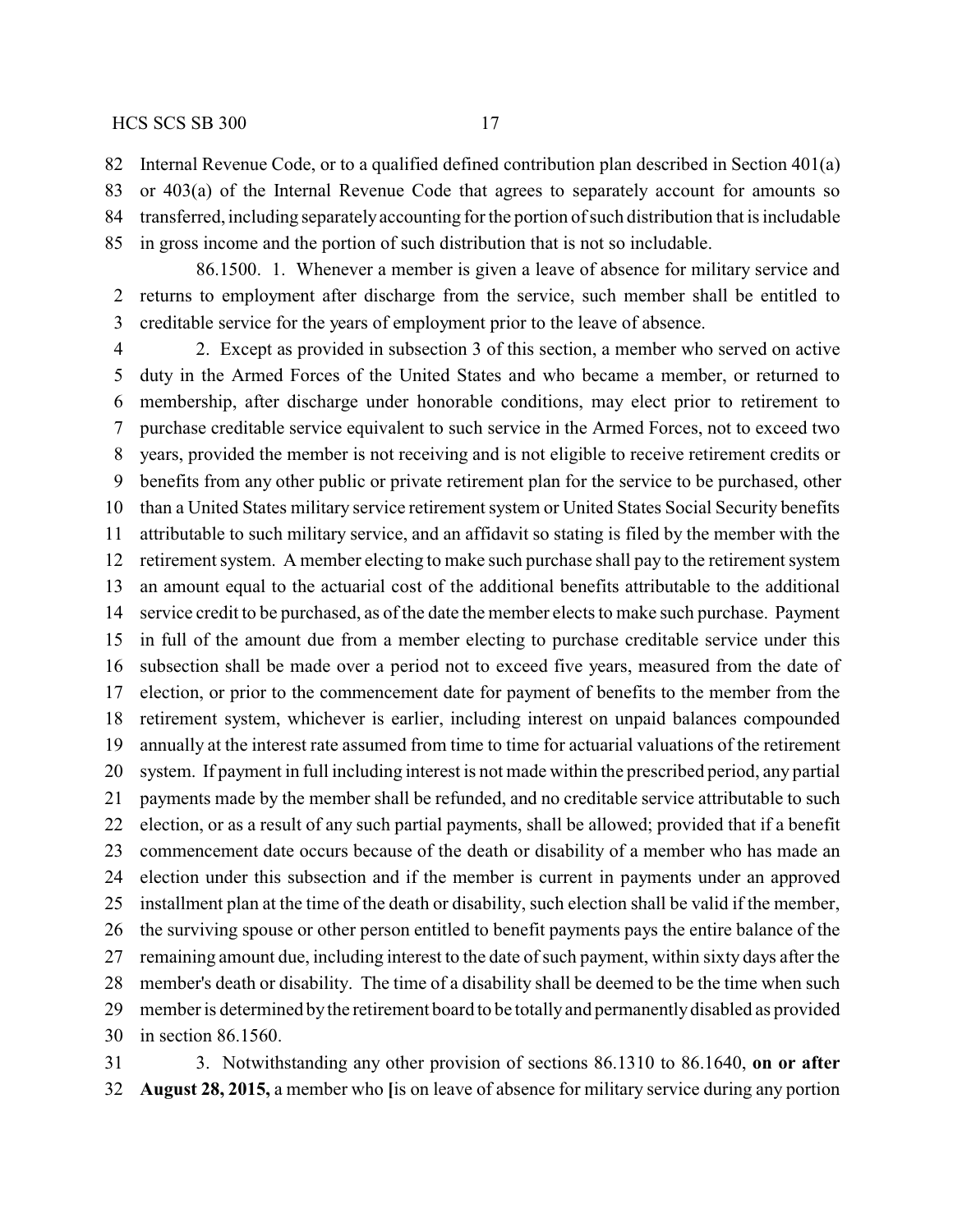Internal Revenue Code, or to a qualified defined contribution plan described in Section 401(a) or 403(a) of the Internal Revenue Code that agrees to separately account for amounts so transferred, including separately accounting for the portion of such distribution that is includable in gross income and the portion of such distribution that is not so includable.

86.1500. 1. Whenever a member is given a leave of absence for military service and returns to employment after discharge from the service, such member shall be entitled to creditable service for the years of employment prior to the leave of absence.

2. Except as provided in subsection 3 of this section, a member who served on active duty in the Armed Forces of the United States and who became a member, or returned to membership, after discharge under honorable conditions, may elect prior to retirement to purchase creditable service equivalent to such service in the Armed Forces, not to exceed two years, provided the member is not receiving and is not eligible to receive retirement credits or benefits from any other public or private retirement plan for the service to be purchased, other than a United States military service retirement system or United States Social Security benefits attributable to such military service, and an affidavit so stating is filed by the member with the retirement system. A member electing to make such purchase shall pay to the retirement system an amount equal to the actuarial cost of the additional benefits attributable to the additional service credit to be purchased, as of the date the member elects to make such purchase. Payment in full of the amount due from a member electing to purchase creditable service under this subsection shall be made over a period not to exceed five years, measured from the date of election, or prior to the commencement date for payment of benefits to the member from the retirement system, whichever is earlier, including interest on unpaid balances compounded annually at the interest rate assumed from time to time for actuarial valuations of the retirement system. If payment in full including interest is not made within the prescribed period, any partial payments made by the member shall be refunded, and no creditable service attributable to such election, or as a result of any such partial payments, shall be allowed; provided that if a benefit commencement date occurs because of the death or disability of a member who has made an election under this subsection and if the member is current in payments under an approved installment plan at the time of the death or disability, such election shall be valid if the member, the surviving spouse or other person entitled to benefit payments pays the entire balance of the remaining amount due, including interest to the date of such payment, within sixty days after the member's death or disability. The time of a disability shall be deemed to be the time when such member is determined by the retirement board to be totally and permanently disabled as provided in section 86.1560.

3. Notwithstanding any other provision of sections 86.1310 to 86.1640, **on or after August 28, 2015,** a member who **[**is on leave of absence for military service during any portion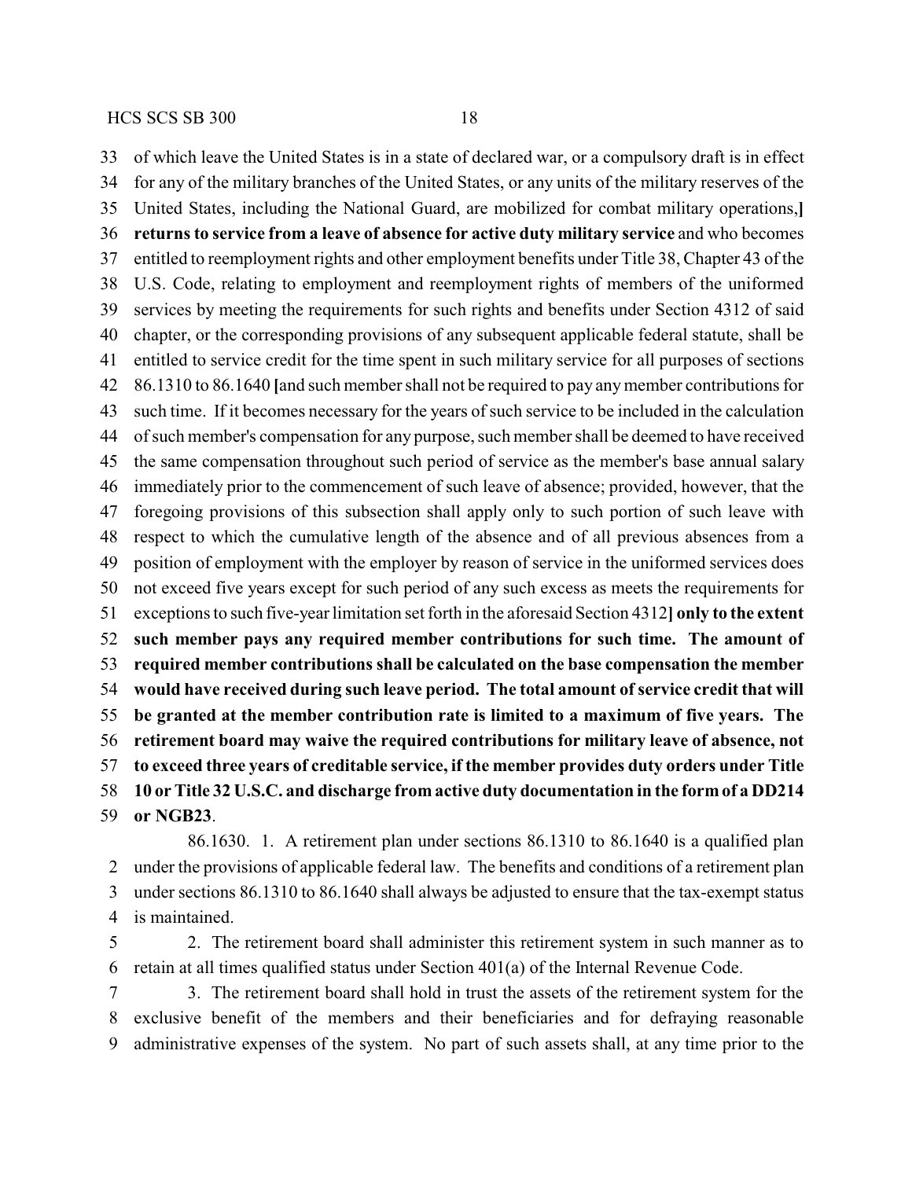of which leave the United States is in a state of declared war, or a compulsory draft is in effect for any of the military branches of the United States, or any units of the military reserves of the United States, including the National Guard, are mobilized for combat military operations,] **returns to service from a leave of absence for active duty military service** and who becomes entitled to reemployment rights and other employment benefits under Title 38, Chapter 43 of the U.S. Code, relating to employment and reemployment rights of members of the uniformed services by meeting the requirements for such rights and benefits under Section 4312 of said chapter, or the corresponding provisions of any subsequent applicable federal statute, shall be entitled to service credit for the time spent in such military service for all purposes of sections 86.1310 to 86.1640 [and such member shall not be required to pay any member contributions for such time. If it becomes necessary for the years of such service to be included in the calculation of such member's compensation for any purpose, such member shall be deemed to have received the same compensation throughout such period of service as the member's base annual salary immediately prior to the commencement of such leave of absence; provided, however, that the foregoing provisions of this subsection shall apply only to such portion of such leave with respect to which the cumulative length of the absence and of all previous absences from a position of employment with the employer by reason of service in the uniformed services does not exceed five years except for such period of any such excess as meets the requirements for exceptions to such five-year limitation set forth in the aforesaid Section 4312] **only to the extent such member pays any required member contributions for such time. The amount of required member contributions shall be calculated on the base compensation the member would have received during such leave period. The total amount of service credit that will be granted at the member contribution rate is limited to a maximum of five years. The retirement board may waive the required contributions for military leave of absence, not to exceed three years of creditable service, if the member provides duty orders under Title 10 or Title 32 U.S.C. and discharge from active duty documentation in the form of a DD214 or NGB23**.

86.1630. 1. A retirement plan under sections 86.1310 to 86.1640 is a qualified plan under the provisions of applicable federal law. The benefits and conditions of a retirement plan under sections 86.1310 to 86.1640 shall always be adjusted to ensure that the tax-exempt status is maintained.

2. The retirement board shall administer this retirement system in such manner as to retain at all times qualified status under Section 401(a) of the Internal Revenue Code.

3. The retirement board shall hold in trust the assets of the retirement system for the exclusive benefit of the members and their beneficiaries and for defraying reasonable administrative expenses of the system. No part of such assets shall, at any time prior to the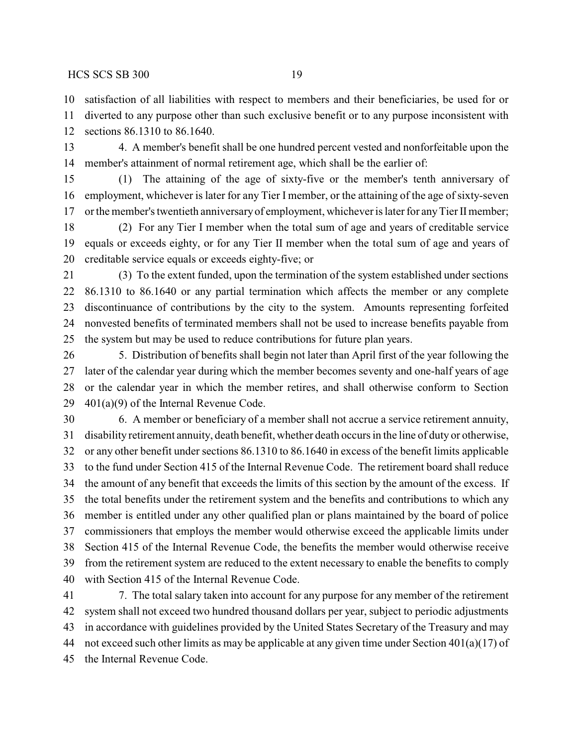satisfaction of all liabilities with respect to members and their beneficiaries, be used for or diverted to any purpose other than such exclusive benefit or to any purpose inconsistent with sections 86.1310 to 86.1640.

4. A member's benefit shall be one hundred percent vested and nonforfeitable upon the member's attainment of normal retirement age, which shall be the earlier of:

(1) The attaining of the age of sixty-five or the member's tenth anniversary of employment, whichever is later for any Tier I member, or the attaining of the age of sixty-seven or the member's twentieth anniversary of employment, whichever is later for any Tier II member;

(2) For any Tier I member when the total sum of age and years of creditable service equals or exceeds eighty, or for any Tier II member when the total sum of age and years of creditable service equals or exceeds eighty-five; or

(3) To the extent funded, upon the termination of the system established under sections 86.1310 to 86.1640 or any partial termination which affects the member or any complete discontinuance of contributions by the city to the system. Amounts representing forfeited nonvested benefits of terminated members shall not be used to increase benefits payable from the system but may be used to reduce contributions for future plan years.

5. Distribution of benefits shall begin not later than April first of the year following the later of the calendar year during which the member becomes seventy and one-half years of age or the calendar year in which the member retires, and shall otherwise conform to Section 401(a)(9) of the Internal Revenue Code.

6. A member or beneficiary of a member shall not accrue a service retirement annuity, disability retirement annuity, death benefit, whether death occurs in the line of duty or otherwise, or any other benefit under sections 86.1310 to 86.1640 in excess of the benefit limits applicable to the fund under Section 415 of the Internal Revenue Code. The retirement board shall reduce the amount of any benefit that exceeds the limits of this section by the amount of the excess. If the total benefits under the retirement system and the benefits and contributions to which any member is entitled under any other qualified plan or plans maintained by the board of police commissioners that employs the member would otherwise exceed the applicable limits under Section 415 of the Internal Revenue Code, the benefits the member would otherwise receive from the retirement system are reduced to the extent necessary to enable the benefits to comply with Section 415 of the Internal Revenue Code.

7. The total salary taken into account for any purpose for any member of the retirement system shall not exceed two hundred thousand dollars per year, subject to periodic adjustments in accordance with guidelines provided by the United States Secretary of the Treasury and may not exceed such other limits as may be applicable at any given time under Section 401(a)(17) of the Internal Revenue Code.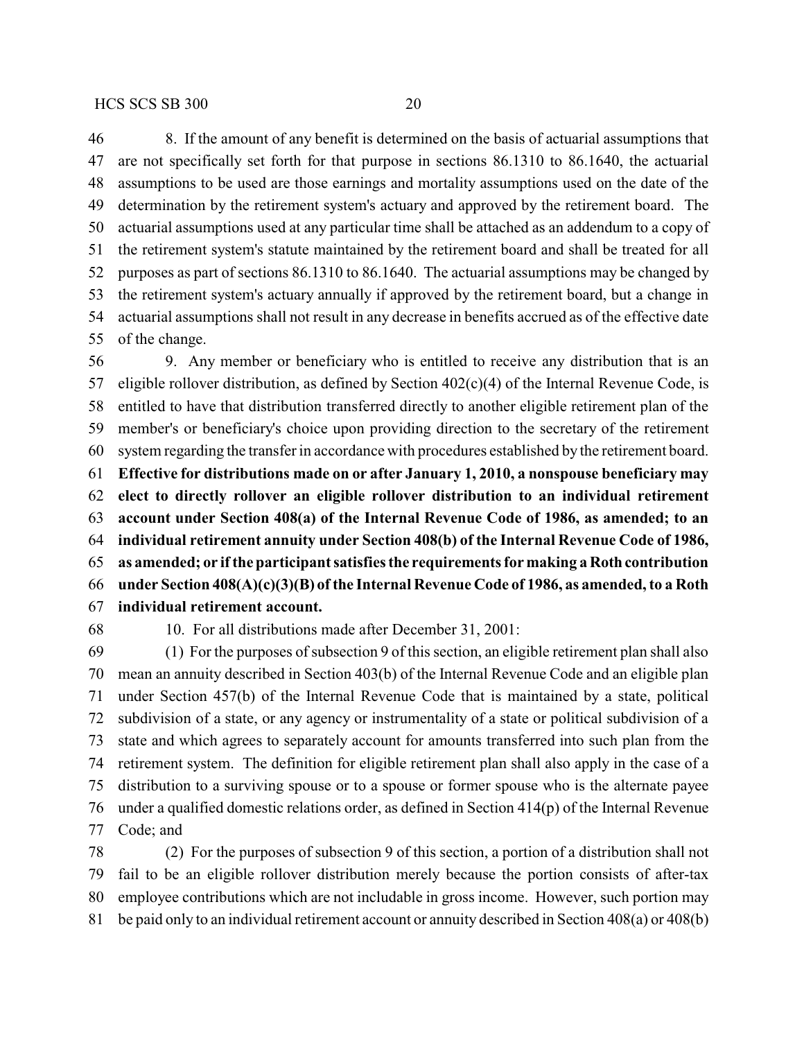8. If the amount of any benefit is determined on the basis of actuarial assumptions that are not specifically set forth for that purpose in sections 86.1310 to 86.1640, the actuarial assumptions to be used are those earnings and mortality assumptions used on the date of the determination by the retirement system's actuary and approved by the retirement board. The actuarial assumptions used at any particular time shall be attached as an addendum to a copy of the retirement system's statute maintained by the retirement board and shall be treated for all purposes as part of sections 86.1310 to 86.1640. The actuarial assumptions may be changed by the retirement system's actuary annually if approved by the retirement board, but a change in actuarial assumptions shall not result in any decrease in benefits accrued as of the effective date of the change.

9. Any member or beneficiary who is entitled to receive any distribution that is an eligible rollover distribution, as defined by Section 402(c)(4) of the Internal Revenue Code, is entitled to have that distribution transferred directly to another eligible retirement plan of the member's or beneficiary's choice upon providing direction to the secretary of the retirement system regarding the transfer in accordance with procedures established by the retirement board. **Effective for distributions made on or after January 1, 2010, a nonspouse beneficiary may elect to directly rollover an eligible rollover distribution to an individual retirement account under Section 408(a) of the Internal Revenue Code of 1986, as amended; to an individual retirement annuity under Section 408(b) of the Internal Revenue Code of 1986, as amended; or if the participant satisfies the requirements for making a Roth contribution under Section 408(A)(c)(3)(B) of the Internal Revenue Code of 1986, as amended, to a Roth individual retirement account.**

10. For all distributions made after December 31, 2001:

(1) For the purposes of subsection 9 of this section, an eligible retirement plan shall also mean an annuity described in Section 403(b) of the Internal Revenue Code and an eligible plan under Section 457(b) of the Internal Revenue Code that is maintained by a state, political subdivision of a state, or any agency or instrumentality of a state or political subdivision of a state and which agrees to separately account for amounts transferred into such plan from the retirement system. The definition for eligible retirement plan shall also apply in the case of a distribution to a surviving spouse or to a spouse or former spouse who is the alternate payee under a qualified domestic relations order, as defined in Section 414(p) of the Internal Revenue Code; and

(2) For the purposes of subsection 9 of this section, a portion of a distribution shall not fail to be an eligible rollover distribution merely because the portion consists of after-tax employee contributions which are not includable in gross income. However, such portion may be paid only to an individual retirement account or annuity described in Section 408(a) or 408(b)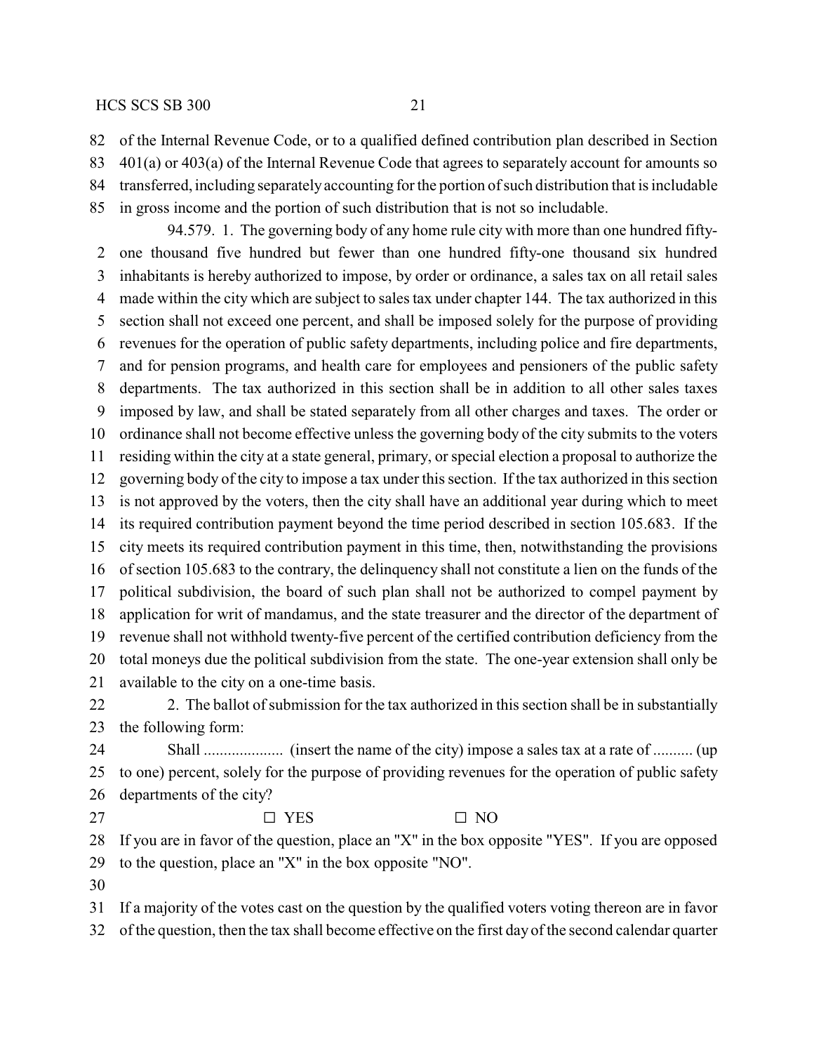of the Internal Revenue Code, or to a qualified defined contribution plan described in Section 401(a) or 403(a) of the Internal Revenue Code that agrees to separately account for amounts so transferred, including separately accounting for the portion of such distribution that is includable in gross income and the portion of such distribution that is not so includable.

94.579. 1. The governing body of any home rule city with more than one hundred fifty-one thousand five hundred but fewer than one hundred fifty-one thousand six hundred inhabitants is hereby authorized to impose, by order or ordinance, a sales tax on all retail sales made within the city which are subject to sales tax under chapter 144. The tax authorized in this section shall not exceed one percent, and shall be imposed solely for the purpose of providing revenues for the operation of public safety departments, including police and fire departments, and for pension programs, and health care for employees and pensioners of the public safety departments. The tax authorized in this section shall be in addition to all other sales taxes imposed by law, and shall be stated separately from all other charges and taxes. The order or ordinance shall not become effective unless the governing body of the city submits to the voters residing within the city at a state general, primary, or special election a proposal to authorize the governing body of the city to impose a tax under this section. If the tax authorized in this section is not approved by the voters, then the city shall have an additional year during which to meet its required contribution payment beyond the time period described in section 105.683. If the city meets its required contribution payment in this time, then, notwithstanding the provisions of section 105.683 to the contrary, the delinquency shall not constitute a lien on the funds of the political subdivision, the board of such plan shall not be authorized to compel payment by application for writ of mandamus, and the state treasurer and the director of the department of revenue shall not withhold twenty-five percent of the certified contribution deficiency from the total moneys due the political subdivision from the state. The one-year extension shall only be available to the city on a one-time basis.

2. The ballot of submission for the tax authorized in this section shall be in substantially the following form:

Shall .................... (insert the name of the city) impose a sales tax at a rate of .......... (up to one) percent, solely for the purpose of providing revenues for the operation of public safety departments of the city?

☐ YES ☐ NO

If you are in favor of the question, place an "X" in the box opposite "YES". If you are opposed to the question, place an "X" in the box opposite "NO".

If a majority of the votes cast on the question by the qualified voters voting thereon are in favor of the question, then the tax shall become effective on the first day of the second calendar quarter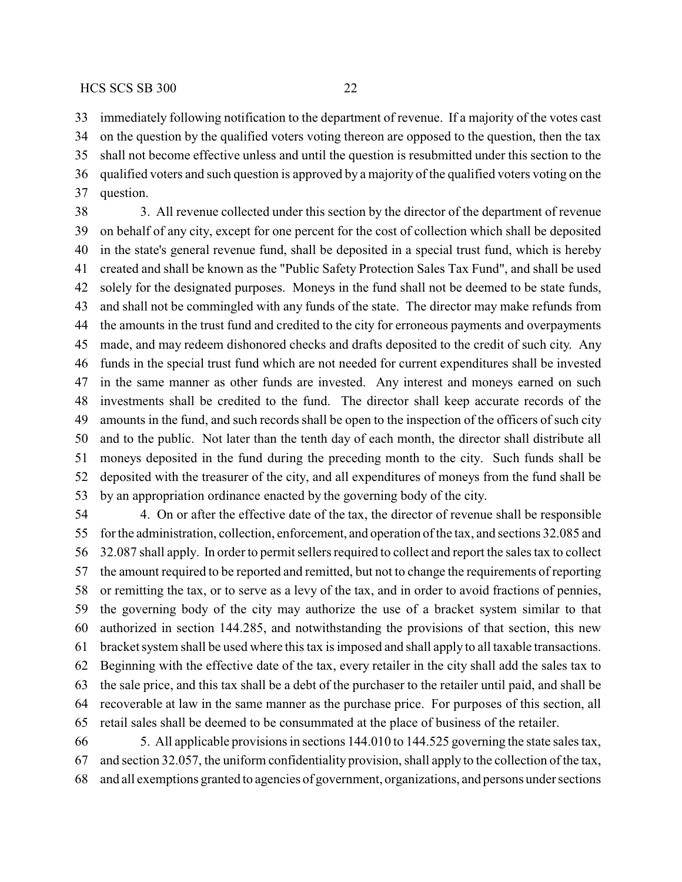immediately following notification to the department of revenue. If a majority of the votes cast on the question by the qualified voters voting thereon are opposed to the question, then the tax shall not become effective unless and until the question is resubmitted under this section to the qualified voters and such question is approved by a majority of the qualified voters voting on the question.

3. All revenue collected under this section by the director of the department of revenue on behalf of any city, except for one percent for the cost of collection which shall be deposited in the state's general revenue fund, shall be deposited in a special trust fund, which is hereby created and shall be known as the "Public Safety Protection Sales Tax Fund", and shall be used solely for the designated purposes. Moneys in the fund shall not be deemed to be state funds, and shall not be commingled with any funds of the state. The director may make refunds from the amounts in the trust fund and credited to the city for erroneous payments and overpayments made, and may redeem dishonored checks and drafts deposited to the credit of such city. Any funds in the special trust fund which are not needed for current expenditures shall be invested in the same manner as other funds are invested. Any interest and moneys earned on such investments shall be credited to the fund. The director shall keep accurate records of the amounts in the fund, and such records shall be open to the inspection of the officers of such city and to the public. Not later than the tenth day of each month, the director shall distribute all moneys deposited in the fund during the preceding month to the city. Such funds shall be deposited with the treasurer of the city, and all expenditures of moneys from the fund shall be by an appropriation ordinance enacted by the governing body of the city.

4. On or after the effective date of the tax, the director of revenue shall be responsible for the administration, collection, enforcement, and operation of the tax, and sections 32.085 and 32.087 shall apply. In order to permit sellers required to collect and report the sales tax to collect the amount required to be reported and remitted, but not to change the requirements of reporting or remitting the tax, or to serve as a levy of the tax, and in order to avoid fractions of pennies, the governing body of the city may authorize the use of a bracket system similar to that authorized in section 144.285, and notwithstanding the provisions of that section, this new bracket system shall be used where this tax is imposed and shall apply to all taxable transactions. Beginning with the effective date of the tax, every retailer in the city shall add the sales tax to the sale price, and this tax shall be a debt of the purchaser to the retailer until paid, and shall be recoverable at law in the same manner as the purchase price. For purposes of this section, all retail sales shall be deemed to be consummated at the place of business of the retailer.

5. All applicable provisions in sections 144.010 to 144.525 governing the state sales tax, and section 32.057, the uniform confidentiality provision, shall apply to the collection of the tax, and all exemptions granted to agencies of government, organizations, and persons under sections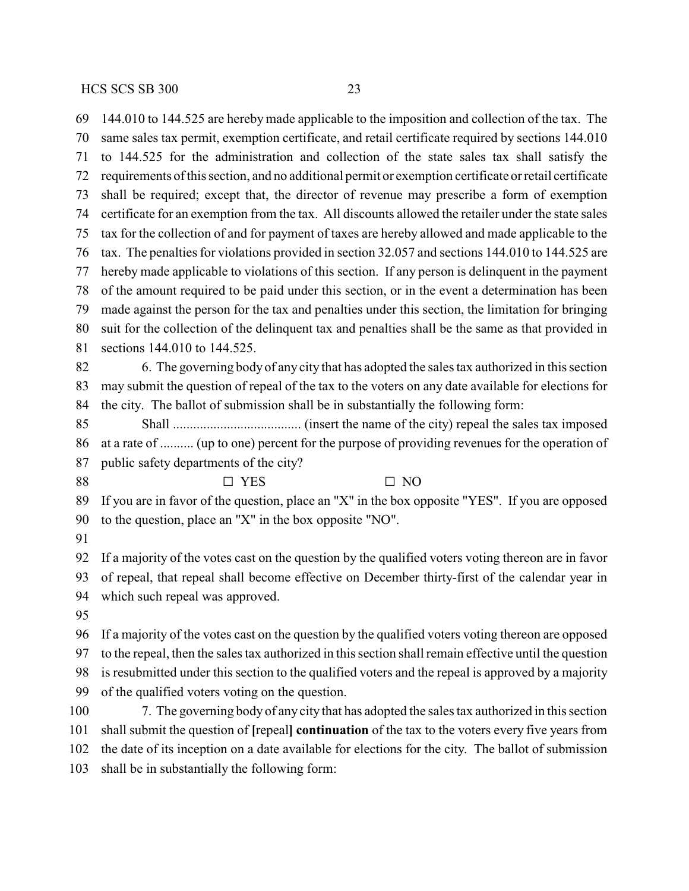144.010 to 144.525 are hereby made applicable to the imposition and collection of the tax. The same sales tax permit, exemption certificate, and retail certificate required by sections 144.010 to 144.525 for the administration and collection of the state sales tax shall satisfy the requirements of this section, and no additional permit or exemption certificate or retail certificate shall be required; except that, the director of revenue may prescribe a form of exemption certificate for an exemption from the tax. All discounts allowed the retailer under the state sales tax for the collection of and for payment of taxes are hereby allowed and made applicable to the tax. The penalties for violations provided in section 32.057 and sections 144.010 to 144.525 are hereby made applicable to violations of this section. If any person is delinquent in the payment of the amount required to be paid under this section, or in the event a determination has been made against the person for the tax and penalties under this section, the limitation for bringing suit for the collection of the delinquent tax and penalties shall be the same as that provided in sections 144.010 to 144.525.

6. The governing body of any city that has adopted the sales tax authorized in this section may submit the question of repeal of the tax to the voters on any date available for elections for the city. The ballot of submission shall be in substantially the following form:

Shall ...................................... (insert the name of the city) repeal the sales tax imposed at a rate of .......... (up to one) percent for the purpose of providing revenues for the operation of public safety departments of the city?

☐ YES ☐ NO

If you are in favor of the question, place an "X" in the box opposite "YES". If you are opposed to the question, place an "X" in the box opposite "NO".

If a majority of the votes cast on the question by the qualified voters voting thereon are in favor of repeal, that repeal shall become effective on December thirty-first of the calendar year in which such repeal was approved.

If a majority of the votes cast on the question by the qualified voters voting thereon are opposed to the repeal, then the sales tax authorized in this section shall remain effective until the question is resubmitted under this section to the qualified voters and the repeal is approved by a majority of the qualified voters voting on the question.

7. The governing body of any city that has adopted the sales tax authorized in this section shall submit the question of **[**repeal**]** **continuation** of the tax to the voters every five years from the date of its inception on a date available for elections for the city. The ballot of submission shall be in substantially the following form: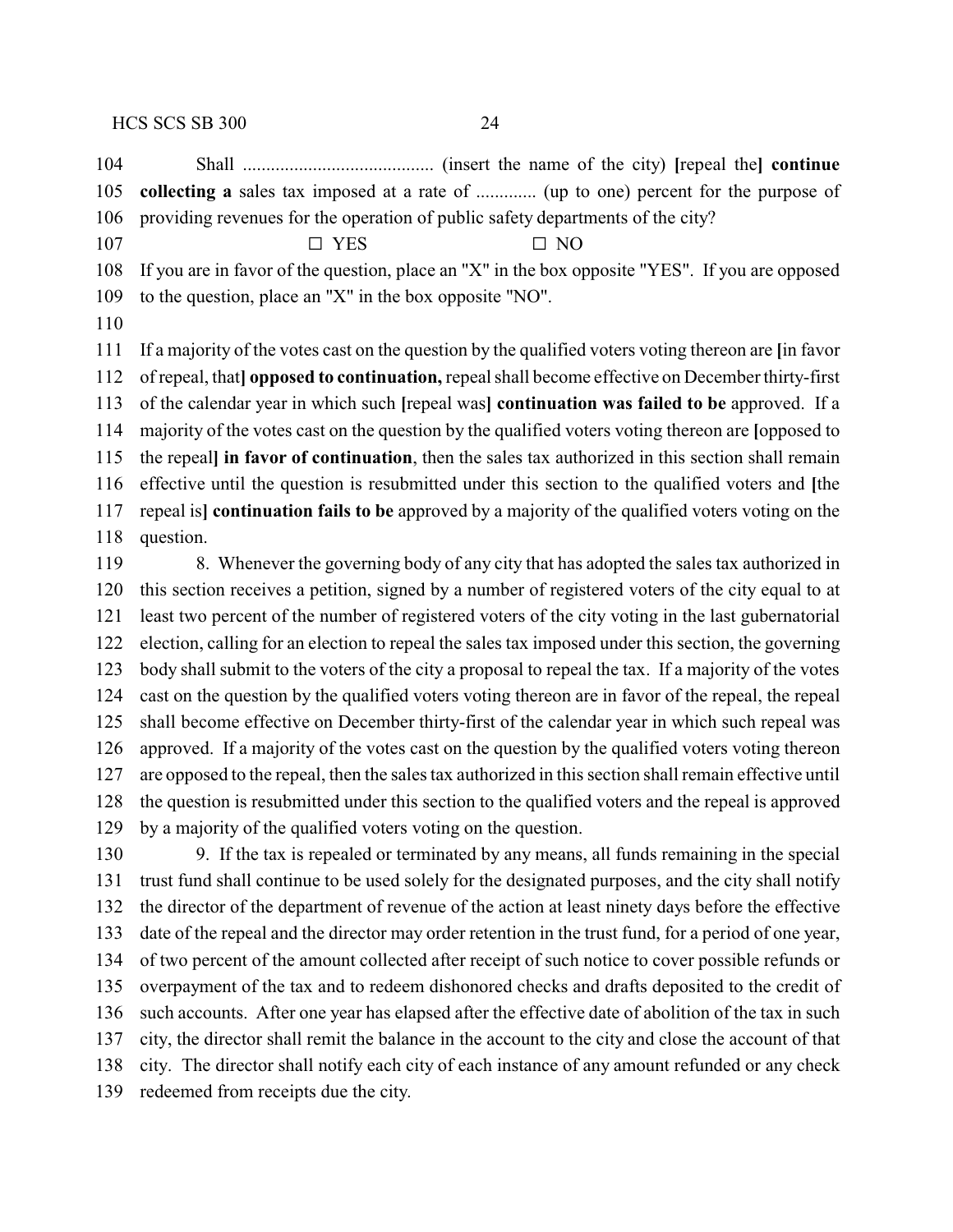Shall ......................................... (insert the name of the city) **[**repeal the**] continue collecting a** sales tax imposed at a rate of ............. (up to one) percent for the purpose of providing revenues for the operation of public safety departments of the city?

☐ YES ☐ NO

If you are in favor of the question, place an "X" in the box opposite "YES". If you are opposed to the question, place an "X" in the box opposite "NO".

If a majority of the votes cast on the question by the qualified voters voting thereon are **[**in favor of repeal, that**] opposed to continuation,** repeal shall become effective on December thirty-first of the calendar year in which such **[**repeal was**] continuation was failed to be** approved. If a majority of the votes cast on the question by the qualified voters voting thereon are **[**opposed to the repeal**] in favor of continuation**, then the sales tax authorized in this section shall remain effective until the question is resubmitted under this section to the qualified voters and **[**the repeal is**] continuation fails to be** approved by a majority of the qualified voters voting on the question.

8. Whenever the governing body of any city that has adopted the sales tax authorized in this section receives a petition, signed by a number of registered voters of the city equal to at least two percent of the number of registered voters of the city voting in the last gubernatorial election, calling for an election to repeal the sales tax imposed under this section, the governing body shall submit to the voters of the city a proposal to repeal the tax. If a majority of the votes cast on the question by the qualified voters voting thereon are in favor of the repeal, the repeal shall become effective on December thirty-first of the calendar year in which such repeal was approved. If a majority of the votes cast on the question by the qualified voters voting thereon are opposed to the repeal, then the sales tax authorized in this section shall remain effective until the question is resubmitted under this section to the qualified voters and the repeal is approved by a majority of the qualified voters voting on the question.

9. If the tax is repealed or terminated by any means, all funds remaining in the special trust fund shall continue to be used solely for the designated purposes, and the city shall notify the director of the department of revenue of the action at least ninety days before the effective date of the repeal and the director may order retention in the trust fund, for a period of one year, of two percent of the amount collected after receipt of such notice to cover possible refunds or overpayment of the tax and to redeem dishonored checks and drafts deposited to the credit of such accounts. After one year has elapsed after the effective date of abolition of the tax in such city, the director shall remit the balance in the account to the city and close the account of that city. The director shall notify each city of each instance of any amount refunded or any check redeemed from receipts due the city.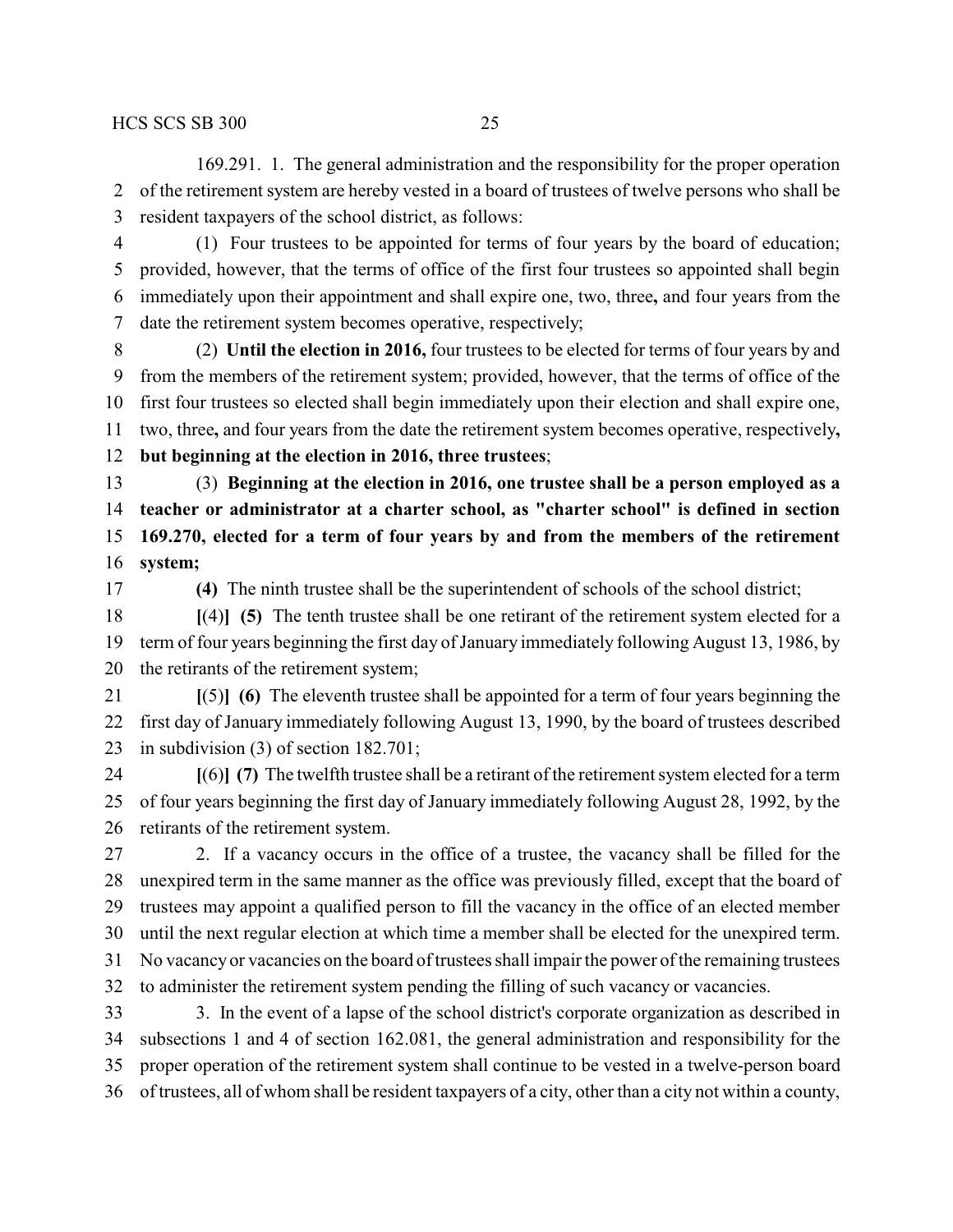169.291. 1. The general administration and the responsibility for the proper operation of the retirement system are hereby vested in a board of trustees of twelve persons who shall be resident taxpayers of the school district, as follows:

(1) Four trustees to be appointed for terms of four years by the board of education; provided, however, that the terms of office of the first four trustees so appointed shall begin immediately upon their appointment and shall expire one, two, three**,** and four years from the date the retirement system becomes operative, respectively;

(2) **Until the election in 2016,** four trustees to be elected for terms of four years by and from the members of the retirement system; provided, however, that the terms of office of the first four trustees so elected shall begin immediately upon their election and shall expire one, two, three**,** and four years from the date the retirement system becomes operative, respectively**, but beginning at the election in 2016, three trustees**;

(3) **Beginning at the election in 2016, one trustee shall be a person employed as a teacher or administrator at a charter school, as "charter school" is defined in section 169.270, elected for a term of four years by and from the members of the retirement system;**

**(4)** The ninth trustee shall be the superintendent of schools of the school district;

**[**(4)**] (5)** The tenth trustee shall be one retirant of the retirement system elected for a term of four years beginning the first day of January immediately following August 13, 1986, by the retirants of the retirement system;

**[**(5)**] (6)** The eleventh trustee shall be appointed for a term of four years beginning the first day of January immediately following August 13, 1990, by the board of trustees described in subdivision (3) of section 182.701;

**[**(6)**] (7)** The twelfth trustee shall be a retirant of the retirement system elected for a term of four years beginning the first day of January immediately following August 28, 1992, by the retirants of the retirement system.

2. If a vacancy occurs in the office of a trustee, the vacancy shall be filled for the unexpired term in the same manner as the office was previously filled, except that the board of trustees may appoint a qualified person to fill the vacancy in the office of an elected member until the next regular election at which time a member shall be elected for the unexpired term. No vacancy or vacancies on the board of trustees shall impair the power of the remaining trustees to administer the retirement system pending the filling of such vacancy or vacancies.

3. In the event of a lapse of the school district's corporate organization as described in subsections 1 and 4 of section 162.081, the general administration and responsibility for the proper operation of the retirement system shall continue to be vested in a twelve-person board of trustees, all of whom shall be resident taxpayers of a city, other than a city not within a county,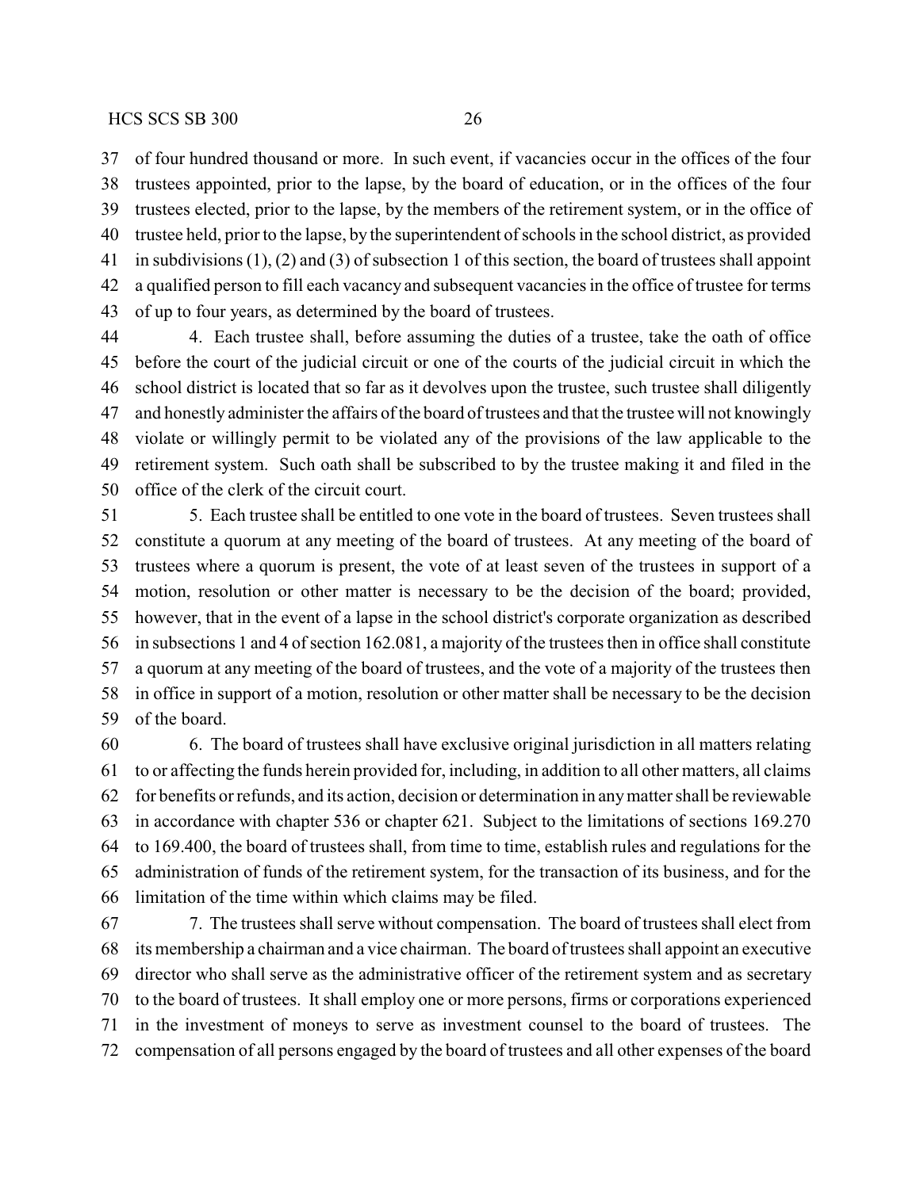of four hundred thousand or more. In such event, if vacancies occur in the offices of the four trustees appointed, prior to the lapse, by the board of education, or in the offices of the four trustees elected, prior to the lapse, by the members of the retirement system, or in the office of trustee held, prior to the lapse, by the superintendent of schools in the school district, as provided in subdivisions (1), (2) and (3) of subsection 1 of this section, the board of trustees shall appoint a qualified person to fill each vacancy and subsequent vacancies in the office of trustee for terms of up to four years, as determined by the board of trustees.

4. Each trustee shall, before assuming the duties of a trustee, take the oath of office before the court of the judicial circuit or one of the courts of the judicial circuit in which the school district is located that so far as it devolves upon the trustee, such trustee shall diligently and honestly administer the affairs of the board of trustees and that the trustee will not knowingly violate or willingly permit to be violated any of the provisions of the law applicable to the retirement system. Such oath shall be subscribed to by the trustee making it and filed in the office of the clerk of the circuit court.

5. Each trustee shall be entitled to one vote in the board of trustees. Seven trustees shall constitute a quorum at any meeting of the board of trustees. At any meeting of the board of trustees where a quorum is present, the vote of at least seven of the trustees in support of a motion, resolution or other matter is necessary to be the decision of the board; provided, however, that in the event of a lapse in the school district's corporate organization as described in subsections 1 and 4 of section 162.081, a majority of the trustees then in office shall constitute a quorum at any meeting of the board of trustees, and the vote of a majority of the trustees then in office in support of a motion, resolution or other matter shall be necessary to be the decision of the board.

6. The board of trustees shall have exclusive original jurisdiction in all matters relating to or affecting the funds herein provided for, including, in addition to all other matters, all claims for benefits or refunds, and its action, decision or determination in any matter shall be reviewable in accordance with chapter 536 or chapter 621. Subject to the limitations of sections 169.270 to 169.400, the board of trustees shall, from time to time, establish rules and regulations for the administration of funds of the retirement system, for the transaction of its business, and for the limitation of the time within which claims may be filed.

7. The trustees shall serve without compensation. The board of trustees shall elect from its membership a chairman and a vice chairman. The board of trustees shall appoint an executive director who shall serve as the administrative officer of the retirement system and as secretary to the board of trustees. It shall employ one or more persons, firms or corporations experienced in the investment of moneys to serve as investment counsel to the board of trustees. The compensation of all persons engaged by the board of trustees and all other expenses of the board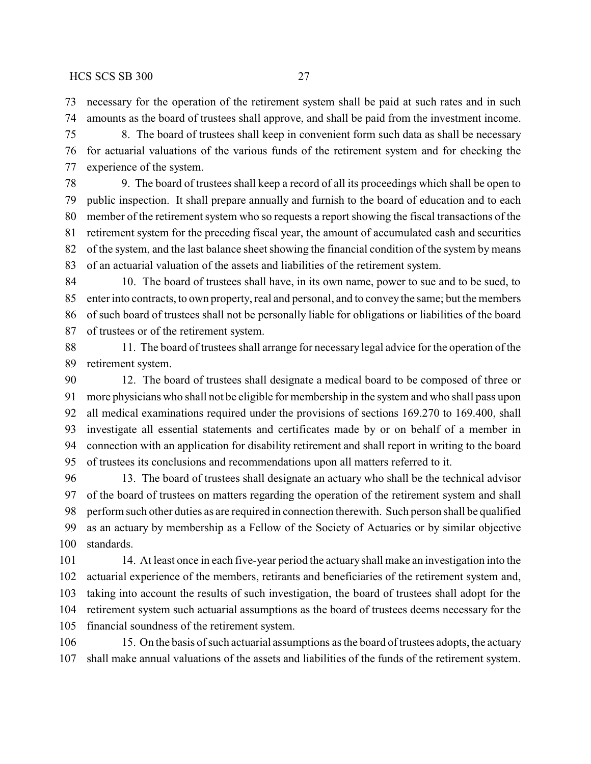necessary for the operation of the retirement system shall be paid at such rates and in such amounts as the board of trustees shall approve, and shall be paid from the investment income.

8. The board of trustees shall keep in convenient form such data as shall be necessary for actuarial valuations of the various funds of the retirement system and for checking the experience of the system.

9. The board of trustees shall keep a record of all its proceedings which shall be open to public inspection. It shall prepare annually and furnish to the board of education and to each member of the retirement system who so requests a report showing the fiscal transactions of the retirement system for the preceding fiscal year, the amount of accumulated cash and securities of the system, and the last balance sheet showing the financial condition of the system by means of an actuarial valuation of the assets and liabilities of the retirement system.

10. The board of trustees shall have, in its own name, power to sue and to be sued, to enter into contracts, to own property, real and personal, and to convey the same; but the members of such board of trustees shall not be personally liable for obligations or liabilities of the board of trustees or of the retirement system.

11. The board of trustees shall arrange for necessary legal advice for the operation of the retirement system.

12. The board of trustees shall designate a medical board to be composed of three or more physicians who shall not be eligible for membership in the system and who shall pass upon all medical examinations required under the provisions of sections 169.270 to 169.400, shall investigate all essential statements and certificates made by or on behalf of a member in connection with an application for disability retirement and shall report in writing to the board of trustees its conclusions and recommendations upon all matters referred to it.

13. The board of trustees shall designate an actuary who shall be the technical advisor of the board of trustees on matters regarding the operation of the retirement system and shall perform such other duties as are required in connection therewith. Such person shall be qualified as an actuary by membership as a Fellow of the Society of Actuaries or by similar objective standards.

14. At least once in each five-year period the actuary shall make an investigation into the actuarial experience of the members, retirants and beneficiaries of the retirement system and, taking into account the results of such investigation, the board of trustees shall adopt for the retirement system such actuarial assumptions as the board of trustees deems necessary for the financial soundness of the retirement system.

15. On the basis of such actuarial assumptions as the board of trustees adopts, the actuary shall make annual valuations of the assets and liabilities of the funds of the retirement system.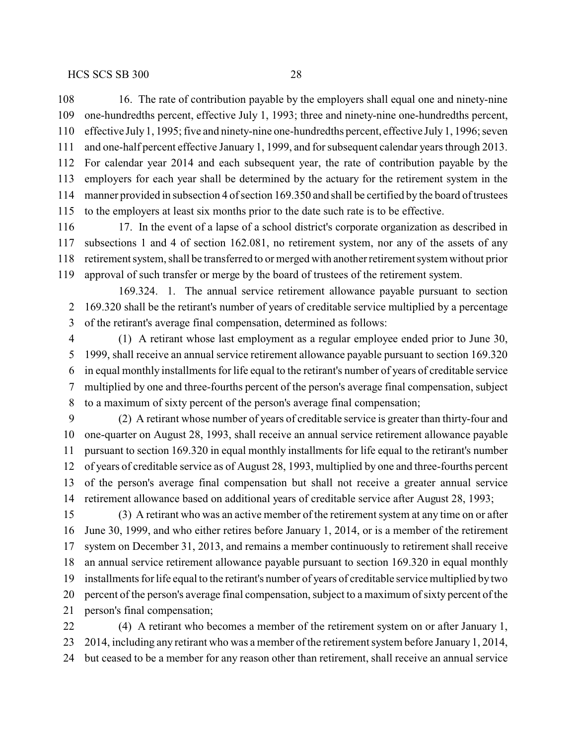16. The rate of contribution payable by the employers shall equal one and ninety-nine one-hundredths percent, effective July 1, 1993; three and ninety-nine one-hundredths percent, effective July 1, 1995; five and ninety-nine one-hundredths percent, effective July 1, 1996; seven and one-half percent effective January 1, 1999, and for subsequent calendar years through 2013. For calendar year 2014 and each subsequent year, the rate of contribution payable by the employers for each year shall be determined by the actuary for the retirement system in the manner provided in subsection 4 of section 169.350 and shall be certified by the board of trustees to the employers at least six months prior to the date such rate is to be effective.

17. In the event of a lapse of a school district's corporate organization as described in subsections 1 and 4 of section 162.081, no retirement system, nor any of the assets of any retirement system, shall be transferred to or merged with another retirement system without prior approval of such transfer or merge by the board of trustees of the retirement system.

169.324. 1. The annual service retirement allowance payable pursuant to section 169.320 shall be the retirant's number of years of creditable service multiplied by a percentage of the retirant's average final compensation, determined as follows:

(1) A retirant whose last employment as a regular employee ended prior to June 30, 1999, shall receive an annual service retirement allowance payable pursuant to section 169.320 in equal monthly installments for life equal to the retirant's number of years of creditable service multiplied by one and three-fourths percent of the person's average final compensation, subject to a maximum of sixty percent of the person's average final compensation;

(2) A retirant whose number of years of creditable service is greater than thirty-four and one-quarter on August 28, 1993, shall receive an annual service retirement allowance payable pursuant to section 169.320 in equal monthly installments for life equal to the retirant's number of years of creditable service as of August 28, 1993, multiplied by one and three-fourths percent of the person's average final compensation but shall not receive a greater annual service retirement allowance based on additional years of creditable service after August 28, 1993;

(3) A retirant who was an active member of the retirement system at any time on or after June 30, 1999, and who either retires before January 1, 2014, or is a member of the retirement system on December 31, 2013, and remains a member continuously to retirement shall receive an annual service retirement allowance payable pursuant to section 169.320 in equal monthly installments for life equal to the retirant's number of years of creditable service multiplied by two percent of the person's average final compensation, subject to a maximum of sixty percent of the person's final compensation;

(4) A retirant who becomes a member of the retirement system on or after January 1, 2014, including any retirant who was a member of the retirement system before January 1, 2014, but ceased to be a member for any reason other than retirement, shall receive an annual service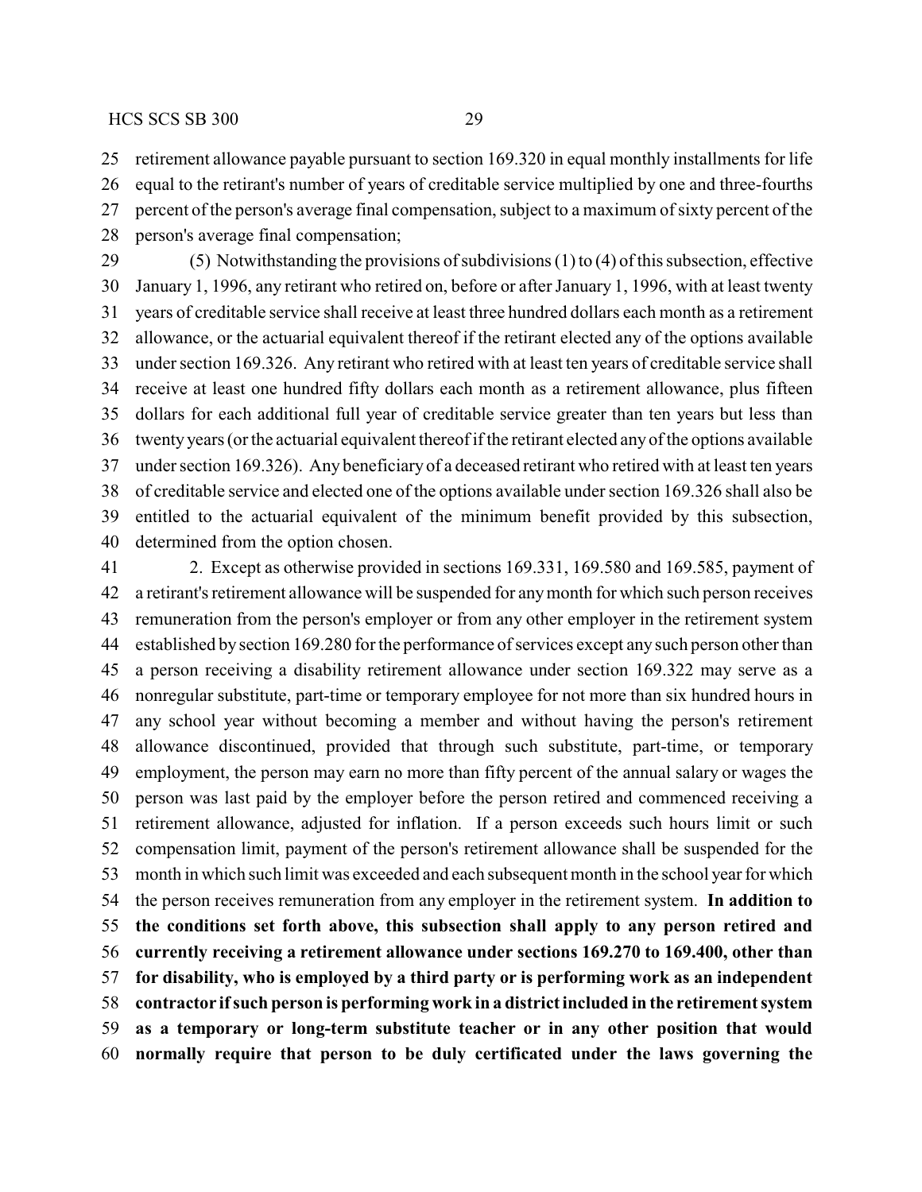retirement allowance payable pursuant to section 169.320 in equal monthly installments for life equal to the retirant's number of years of creditable service multiplied by one and three-fourths percent of the person's average final compensation, subject to a maximum of sixty percent of the person's average final compensation;

(5) Notwithstanding the provisions of subdivisions (1) to (4) of this subsection, effective January 1, 1996, any retirant who retired on, before or after January 1, 1996, with at least twenty years of creditable service shall receive at least three hundred dollars each month as a retirement allowance, or the actuarial equivalent thereof if the retirant elected any of the options available under section 169.326. Any retirant who retired with at least ten years of creditable service shall receive at least one hundred fifty dollars each month as a retirement allowance, plus fifteen dollars for each additional full year of creditable service greater than ten years but less than twenty years (or the actuarial equivalent thereof if the retirant elected any of the options available under section 169.326). Any beneficiary of a deceased retirant who retired with at least ten years of creditable service and elected one of the options available under section 169.326 shall also be entitled to the actuarial equivalent of the minimum benefit provided by this subsection, determined from the option chosen.

2. Except as otherwise provided in sections 169.331, 169.580 and 169.585, payment of a retirant's retirement allowance will be suspended for any month for which such person receives remuneration from the person's employer or from any other employer in the retirement system established by section 169.280 for the performance of services except any such person other than a person receiving a disability retirement allowance under section 169.322 may serve as a nonregular substitute, part-time or temporary employee for not more than six hundred hours in any school year without becoming a member and without having the person's retirement allowance discontinued, provided that through such substitute, part-time, or temporary employment, the person may earn no more than fifty percent of the annual salary or wages the person was last paid by the employer before the person retired and commenced receiving a retirement allowance, adjusted for inflation. If a person exceeds such hours limit or such compensation limit, payment of the person's retirement allowance shall be suspended for the month in which such limit was exceeded and each subsequent month in the school year for which the person receives remuneration from any employer in the retirement system. **In addition to the conditions set forth above, this subsection shall apply to any person retired and currently receiving a retirement allowance under sections 169.270 to 169.400, other than for disability, who is employed by a third party or is performing work as an independent contractor if such person is performing work in a district included in the retirement system as a temporary or long-term substitute teacher or in any other position that would normally require that person to be duly certificated under the laws governing the**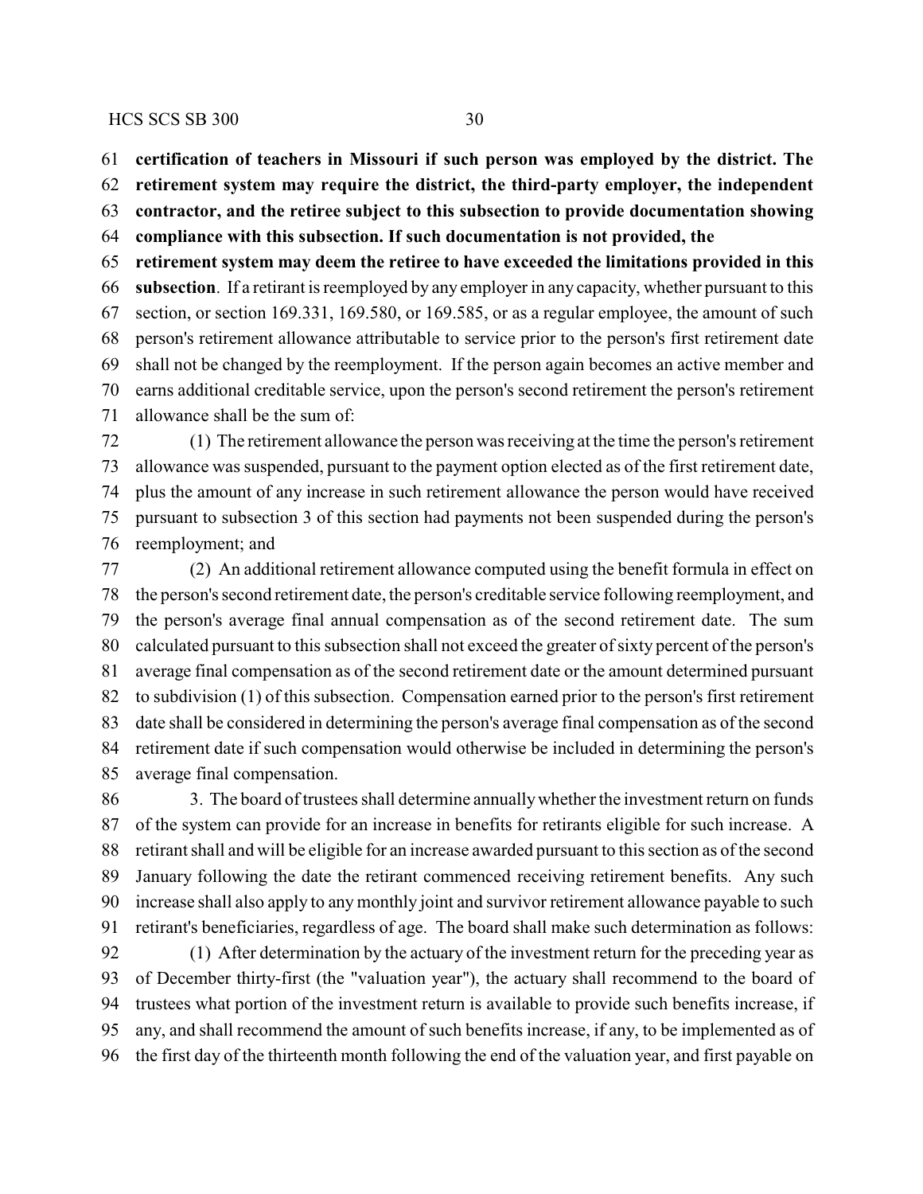**certification of teachers in Missouri if such person was employed by the district. The retirement system may require the district, the third-party employer, the independent contractor, and the retiree subject to this subsection to provide documentation showing compliance with this subsection. If such documentation is not provided, the retirement system may deem the retiree to have exceeded the limitations provided in this subsection**. If a retirant is reemployed by any employer in any capacity, whether pursuant to this section, or section 169.331, 169.580, or 169.585, or as a regular employee, the amount of such person's retirement allowance attributable to service prior to the person's first retirement date shall not be changed by the reemployment. If the person again becomes an active member and earns additional creditable service, upon the person's second retirement the person's retirement allowance shall be the sum of:

(1) The retirement allowance the person was receiving at the time the person's retirement allowance was suspended, pursuant to the payment option elected as of the first retirement date, plus the amount of any increase in such retirement allowance the person would have received pursuant to subsection 3 of this section had payments not been suspended during the person's reemployment; and

(2) An additional retirement allowance computed using the benefit formula in effect on the person's second retirement date, the person's creditable service following reemployment, and the person's average final annual compensation as of the second retirement date. The sum calculated pursuant to this subsection shall not exceed the greater of sixty percent of the person's average final compensation as of the second retirement date or the amount determined pursuant to subdivision (1) of this subsection. Compensation earned prior to the person's first retirement date shall be considered in determining the person's average final compensation as of the second retirement date if such compensation would otherwise be included in determining the person's average final compensation.

3. The board of trustees shall determine annually whether the investment return on funds of the system can provide for an increase in benefits for retirants eligible for such increase. A retirant shall and will be eligible for an increase awarded pursuant to this section as of the second January following the date the retirant commenced receiving retirement benefits. Any such increase shall also apply to any monthly joint and survivor retirement allowance payable to such retirant's beneficiaries, regardless of age. The board shall make such determination as follows:

(1) After determination by the actuary of the investment return for the preceding year as of December thirty-first (the "valuation year"), the actuary shall recommend to the board of trustees what portion of the investment return is available to provide such benefits increase, if any, and shall recommend the amount of such benefits increase, if any, to be implemented as of the first day of the thirteenth month following the end of the valuation year, and first payable on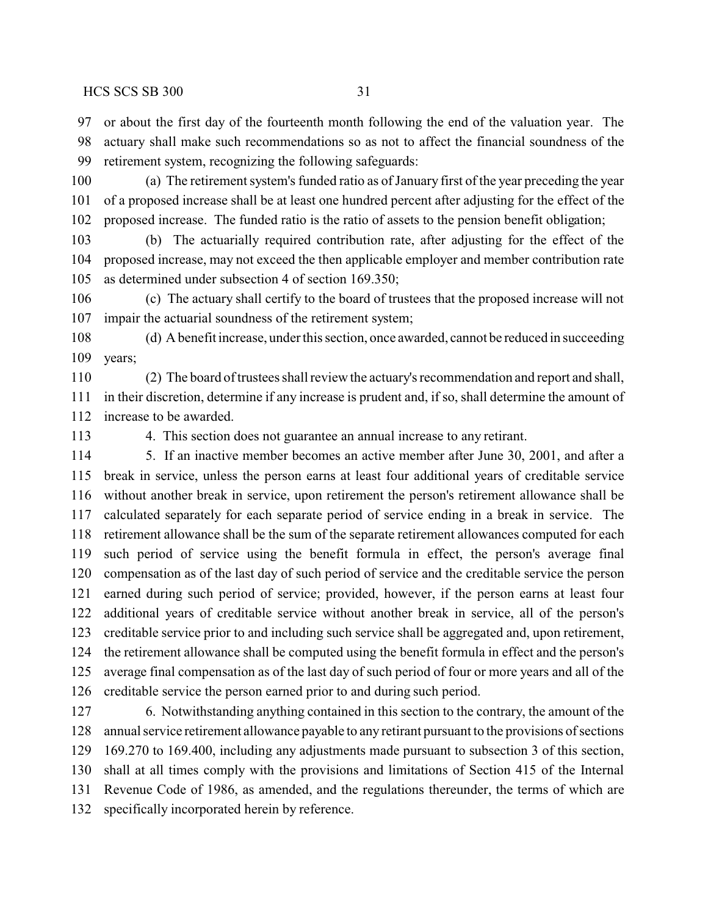or about the first day of the fourteenth month following the end of the valuation year. The actuary shall make such recommendations so as not to affect the financial soundness of the retirement system, recognizing the following safeguards:

(a) The retirement system's funded ratio as of January first of the year preceding the year of a proposed increase shall be at least one hundred percent after adjusting for the effect of the proposed increase. The funded ratio is the ratio of assets to the pension benefit obligation;

(b) The actuarially required contribution rate, after adjusting for the effect of the proposed increase, may not exceed the then applicable employer and member contribution rate as determined under subsection 4 of section 169.350;

(c) The actuary shall certify to the board of trustees that the proposed increase will not impair the actuarial soundness of the retirement system;

(d) A benefit increase, under this section, once awarded, cannot be reduced in succeeding years;

(2) The board of trustees shall review the actuary's recommendation and report and shall, in their discretion, determine if any increase is prudent and, if so, shall determine the amount of increase to be awarded.

4. This section does not guarantee an annual increase to any retirant.

5. If an inactive member becomes an active member after June 30, 2001, and after a break in service, unless the person earns at least four additional years of creditable service without another break in service, upon retirement the person's retirement allowance shall be calculated separately for each separate period of service ending in a break in service. The retirement allowance shall be the sum of the separate retirement allowances computed for each such period of service using the benefit formula in effect, the person's average final compensation as of the last day of such period of service and the creditable service the person earned during such period of service; provided, however, if the person earns at least four additional years of creditable service without another break in service, all of the person's creditable service prior to and including such service shall be aggregated and, upon retirement, the retirement allowance shall be computed using the benefit formula in effect and the person's average final compensation as of the last day of such period of four or more years and all of the creditable service the person earned prior to and during such period.

6. Notwithstanding anything contained in this section to the contrary, the amount of the annual service retirement allowance payable to any retirant pursuant to the provisions of sections 169.270 to 169.400, including any adjustments made pursuant to subsection 3 of this section, shall at all times comply with the provisions and limitations of Section 415 of the Internal Revenue Code of 1986, as amended, and the regulations thereunder, the terms of which are specifically incorporated herein by reference.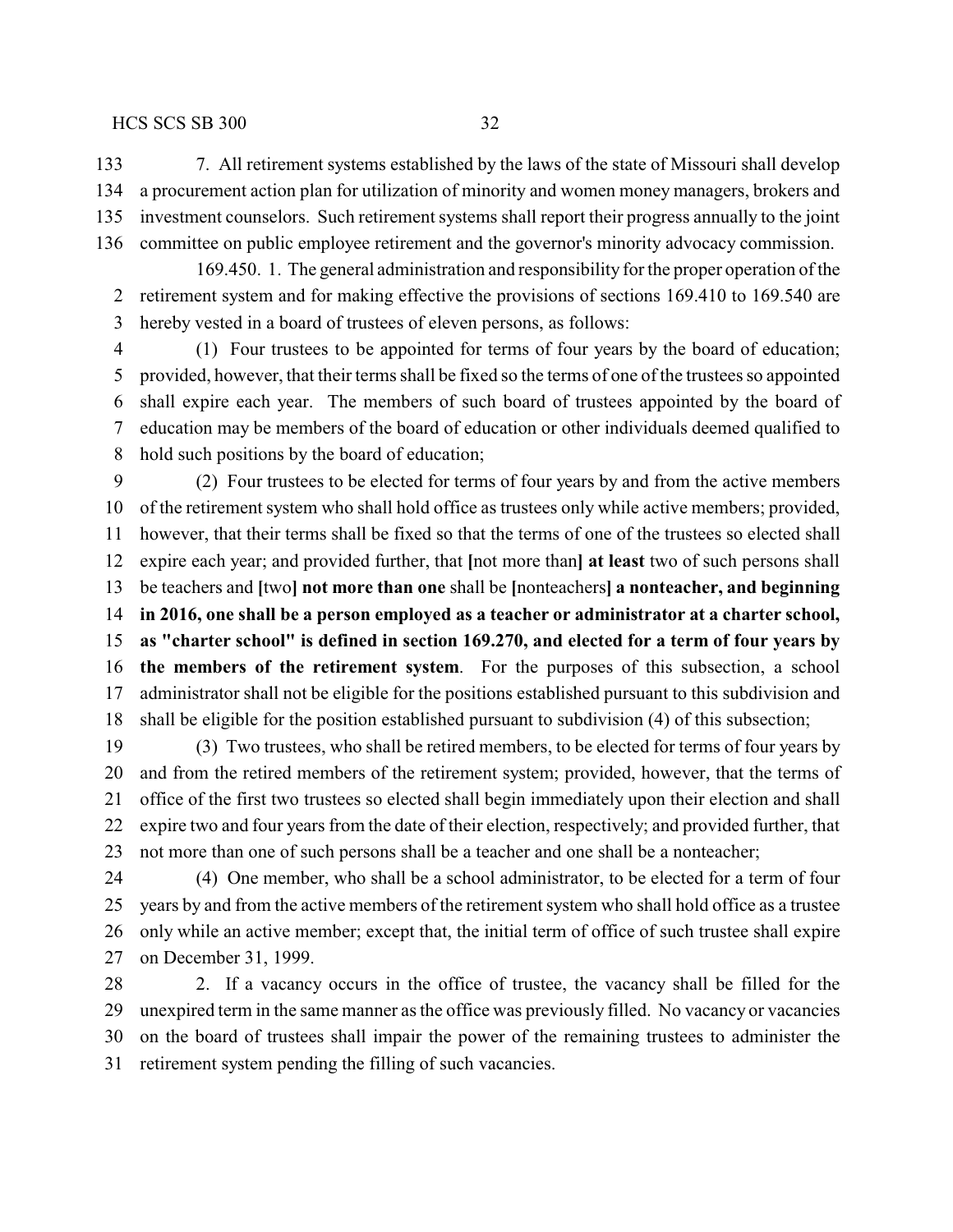7. All retirement systems established by the laws of the state of Missouri shall develop a procurement action plan for utilization of minority and women money managers, brokers and investment counselors. Such retirement systems shall report their progress annually to the joint committee on public employee retirement and the governor's minority advocacy commission.

169.450. 1. The general administration and responsibility for the proper operation of the retirement system and for making effective the provisions of sections 169.410 to 169.540 are hereby vested in a board of trustees of eleven persons, as follows:

(1) Four trustees to be appointed for terms of four years by the board of education; provided, however, that their terms shall be fixed so the terms of one of the trustees so appointed shall expire each year. The members of such board of trustees appointed by the board of education may be members of the board of education or other individuals deemed qualified to hold such positions by the board of education;

(2) Four trustees to be elected for terms of four years by and from the active members of the retirement system who shall hold office as trustees only while active members; provided, however, that their terms shall be fixed so that the terms of one of the trustees so elected shall expire each year; and provided further, that **[**not more than**] at least** two of such persons shall be teachers and **[**two**] not more than one** shall be **[**nonteachers**] a nonteacher, and beginning in 2016, one shall be a person employed as a teacher or administrator at a charter school, as "charter school" is defined in section 169.270, and elected for a term of four years by the members of the retirement system**. For the purposes of this subsection, a school administrator shall not be eligible for the positions established pursuant to this subdivision and shall be eligible for the position established pursuant to subdivision (4) of this subsection;

(3) Two trustees, who shall be retired members, to be elected for terms of four years by and from the retired members of the retirement system; provided, however, that the terms of office of the first two trustees so elected shall begin immediately upon their election and shall expire two and four years from the date of their election, respectively; and provided further, that not more than one of such persons shall be a teacher and one shall be a nonteacher;

(4) One member, who shall be a school administrator, to be elected for a term of four years by and from the active members of the retirement system who shall hold office as a trustee only while an active member; except that, the initial term of office of such trustee shall expire on December 31, 1999.

2. If a vacancy occurs in the office of trustee, the vacancy shall be filled for the unexpired term in the same manner as the office was previously filled. No vacancy or vacancies on the board of trustees shall impair the power of the remaining trustees to administer the retirement system pending the filling of such vacancies.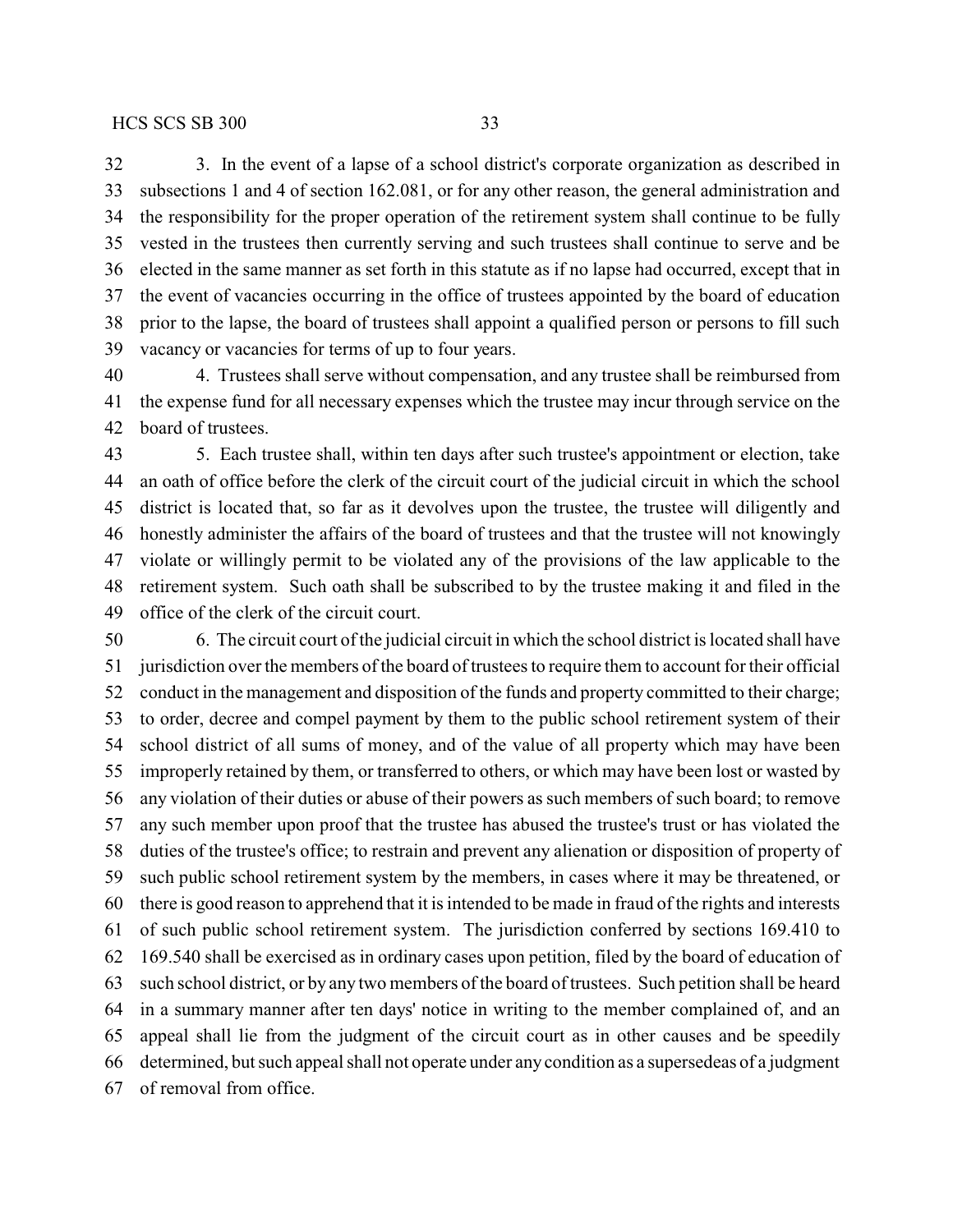3. In the event of a lapse of a school district's corporate organization as described in subsections 1 and 4 of section 162.081, or for any other reason, the general administration and the responsibility for the proper operation of the retirement system shall continue to be fully vested in the trustees then currently serving and such trustees shall continue to serve and be elected in the same manner as set forth in this statute as if no lapse had occurred, except that in the event of vacancies occurring in the office of trustees appointed by the board of education prior to the lapse, the board of trustees shall appoint a qualified person or persons to fill such vacancy or vacancies for terms of up to four years.

4. Trustees shall serve without compensation, and any trustee shall be reimbursed from the expense fund for all necessary expenses which the trustee may incur through service on the board of trustees.

5. Each trustee shall, within ten days after such trustee's appointment or election, take an oath of office before the clerk of the circuit court of the judicial circuit in which the school district is located that, so far as it devolves upon the trustee, the trustee will diligently and honestly administer the affairs of the board of trustees and that the trustee will not knowingly violate or willingly permit to be violated any of the provisions of the law applicable to the retirement system. Such oath shall be subscribed to by the trustee making it and filed in the office of the clerk of the circuit court.

6. The circuit court of the judicial circuit in which the school district is located shall have jurisdiction over the members of the board of trustees to require them to account for their official conduct in the management and disposition of the funds and property committed to their charge; to order, decree and compel payment by them to the public school retirement system of their school district of all sums of money, and of the value of all property which may have been improperly retained by them, or transferred to others, or which may have been lost or wasted by any violation of their duties or abuse of their powers as such members of such board; to remove any such member upon proof that the trustee has abused the trustee's trust or has violated the duties of the trustee's office; to restrain and prevent any alienation or disposition of property of such public school retirement system by the members, in cases where it may be threatened, or there is good reason to apprehend that it is intended to be made in fraud of the rights and interests of such public school retirement system. The jurisdiction conferred by sections 169.410 to 169.540 shall be exercised as in ordinary cases upon petition, filed by the board of education of such school district, or by any two members of the board of trustees. Such petition shall be heard in a summary manner after ten days' notice in writing to the member complained of, and an appeal shall lie from the judgment of the circuit court as in other causes and be speedily determined, but such appeal shall not operate under any condition as a supersedeas of a judgment of removal from office.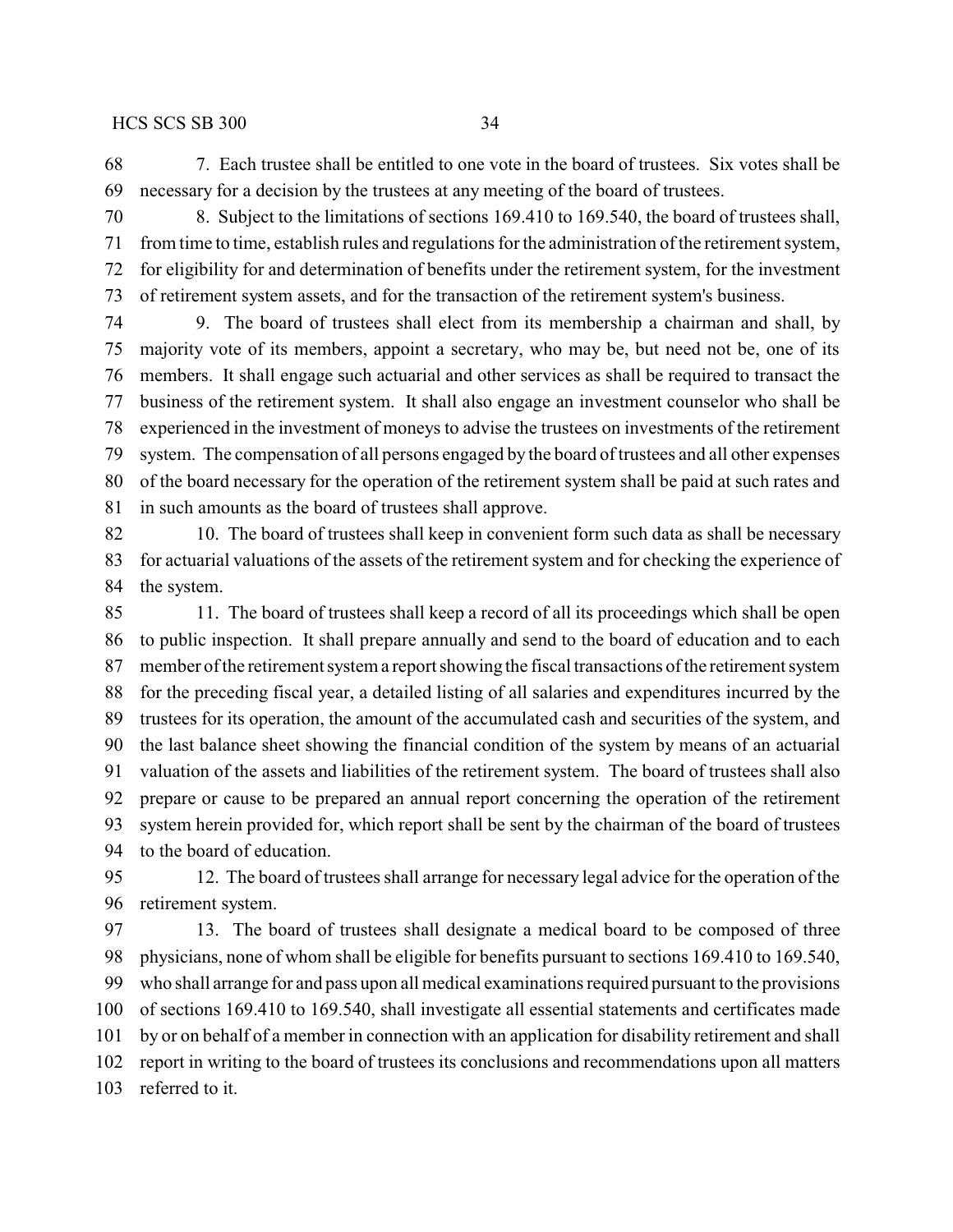7. Each trustee shall be entitled to one vote in the board of trustees. Six votes shall be necessary for a decision by the trustees at any meeting of the board of trustees.

8. Subject to the limitations of sections 169.410 to 169.540, the board of trustees shall, from time to time, establish rules and regulations for the administration of the retirement system, for eligibility for and determination of benefits under the retirement system, for the investment of retirement system assets, and for the transaction of the retirement system's business.

9. The board of trustees shall elect from its membership a chairman and shall, by majority vote of its members, appoint a secretary, who may be, but need not be, one of its members. It shall engage such actuarial and other services as shall be required to transact the business of the retirement system. It shall also engage an investment counselor who shall be experienced in the investment of moneys to advise the trustees on investments of the retirement system. The compensation of all persons engaged by the board of trustees and all other expenses of the board necessary for the operation of the retirement system shall be paid at such rates and in such amounts as the board of trustees shall approve.

10. The board of trustees shall keep in convenient form such data as shall be necessary for actuarial valuations of the assets of the retirement system and for checking the experience of the system.

11. The board of trustees shall keep a record of all its proceedings which shall be open to public inspection. It shall prepare annually and send to the board of education and to each member of the retirement system a report showing the fiscal transactions of the retirement system for the preceding fiscal year, a detailed listing of all salaries and expenditures incurred by the trustees for its operation, the amount of the accumulated cash and securities of the system, and the last balance sheet showing the financial condition of the system by means of an actuarial valuation of the assets and liabilities of the retirement system. The board of trustees shall also prepare or cause to be prepared an annual report concerning the operation of the retirement system herein provided for, which report shall be sent by the chairman of the board of trustees to the board of education.

12. The board of trustees shall arrange for necessary legal advice for the operation of the retirement system.

13. The board of trustees shall designate a medical board to be composed of three physicians, none of whom shall be eligible for benefits pursuant to sections 169.410 to 169.540, who shall arrange for and pass upon all medical examinations required pursuant to the provisions of sections 169.410 to 169.540, shall investigate all essential statements and certificates made by or on behalf of a member in connection with an application for disability retirement and shall report in writing to the board of trustees its conclusions and recommendations upon all matters referred to it.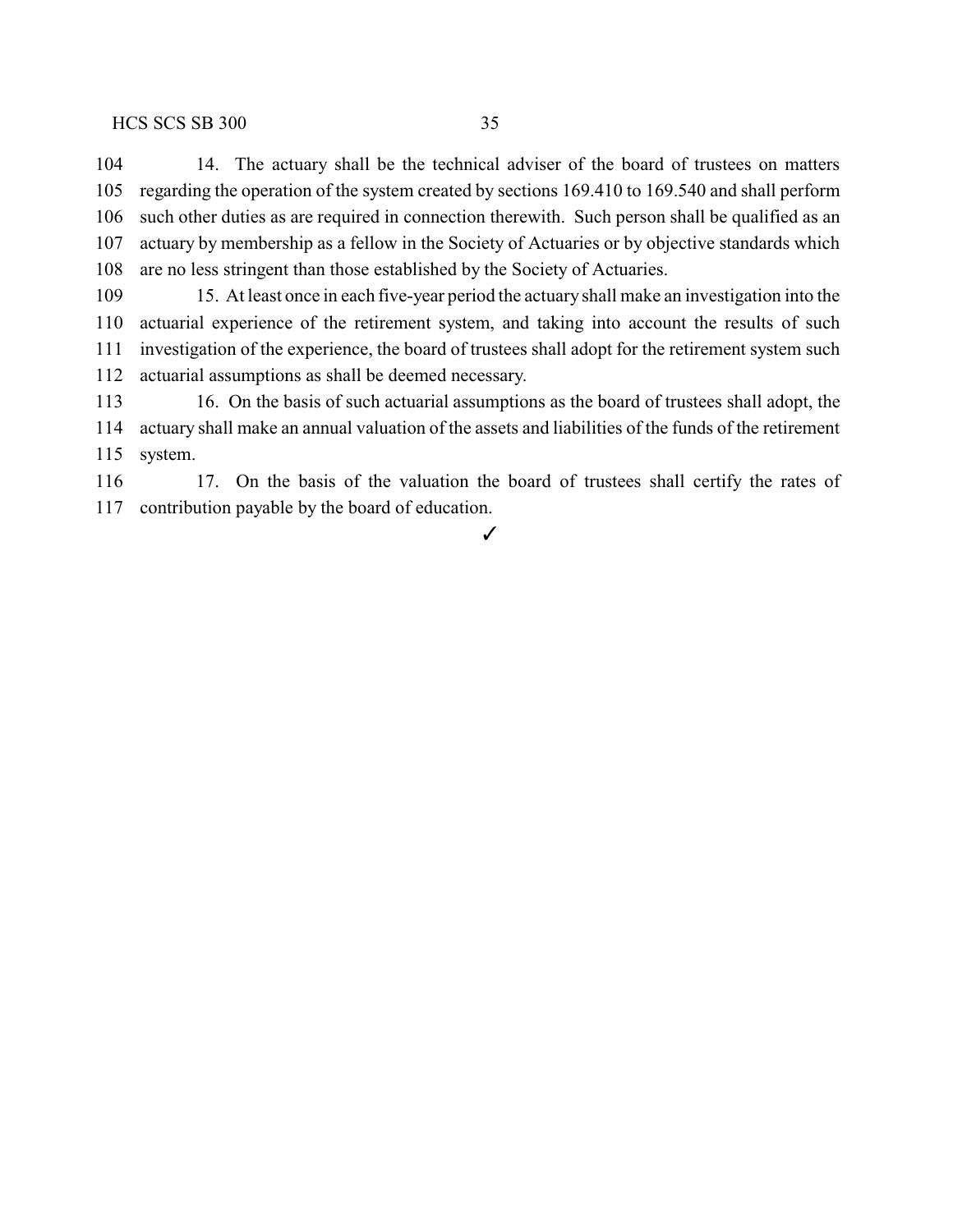14. The actuary shall be the technical adviser of the board of trustees on matters regarding the operation of the system created by sections 169.410 to 169.540 and shall perform such other duties as are required in connection therewith. Such person shall be qualified as an actuary by membership as a fellow in the Society of Actuaries or by objective standards which are no less stringent than those established by the Society of Actuaries.

15. At least once in each five-year period the actuary shall make an investigation into the actuarial experience of the retirement system, and taking into account the results of such investigation of the experience, the board of trustees shall adopt for the retirement system such actuarial assumptions as shall be deemed necessary.

16. On the basis of such actuarial assumptions as the board of trustees shall adopt, the actuary shall make an annual valuation of the assets and liabilities of the funds of the retirement system.

17. On the basis of the valuation the board of trustees shall certify the rates of contribution payable by the board of education.

✓